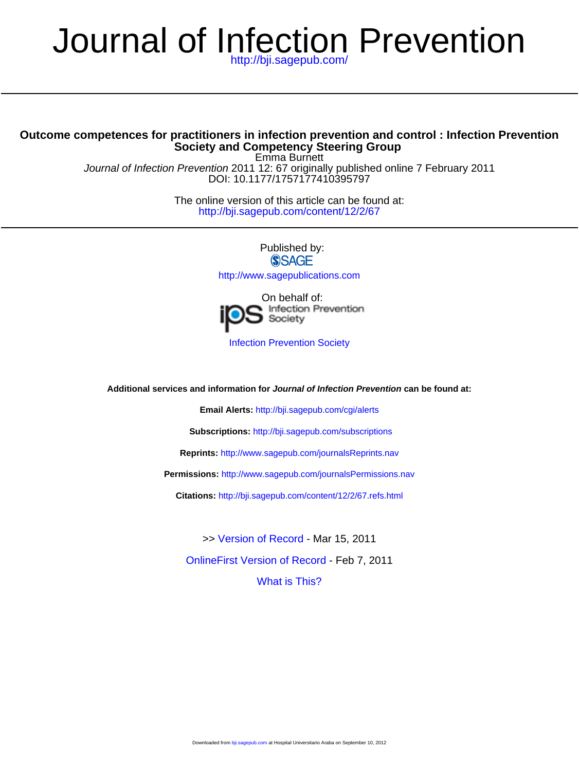# Journal of Infection Prevention

http://bji.sagepub.com/

**Outcome competences for practitioners in infection prevention and control : Infection Prevention Society and Competency Steering Group**

Emma Burnett

*Journal of Infection Prevention* 2011 12: 67 originally published online 7 February 2011

DOI: 10.1177/1757177410395797

The online version of this article can be found at:

http://bji.sagepub.com/content/12/2/67

Published by:

SAGE

http://www.sagepublications.com

On behalf of:

ips Infection Prevention Society

Infection Prevention Society

**Additional services and information for *Journal of Infection Prevention* can be found at:**

**Email Alerts:** http://bji.sagepub.com/cgi/alerts

**Subscriptions:** http://bji.sagepub.com/subscriptions

**Reprints:** http://www.sagepub.com/journalsReprints.nav

**Permissions:** http://www.sagepub.com/journalsPermissions.nav

**Citations:** http://bji.sagepub.com/content/12/2/67.refs.html

>> Version of Record - Mar 15, 2011

OnlineFirst Version of Record - Feb 7, 2011

What is This?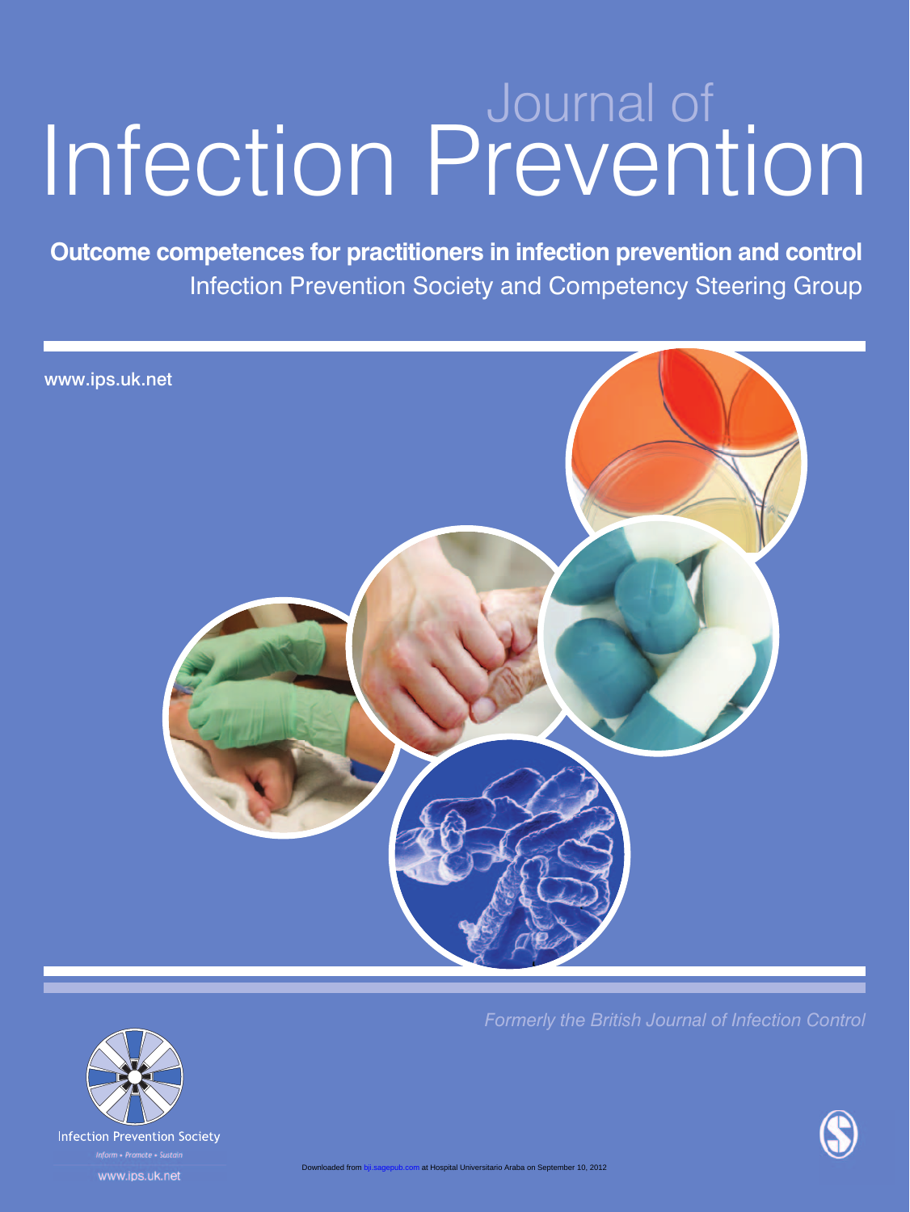Journal of

# Infection Prevention

**Outcome competences for practitioners in infection prevention and control**

Infection Prevention Society and Competency Steering Group

www.ips.uk.net

*Formerly the British Journal of Infection Control*

Infection Prevention Society

*Inform • Promote • Sustain*

www.ips.uk.net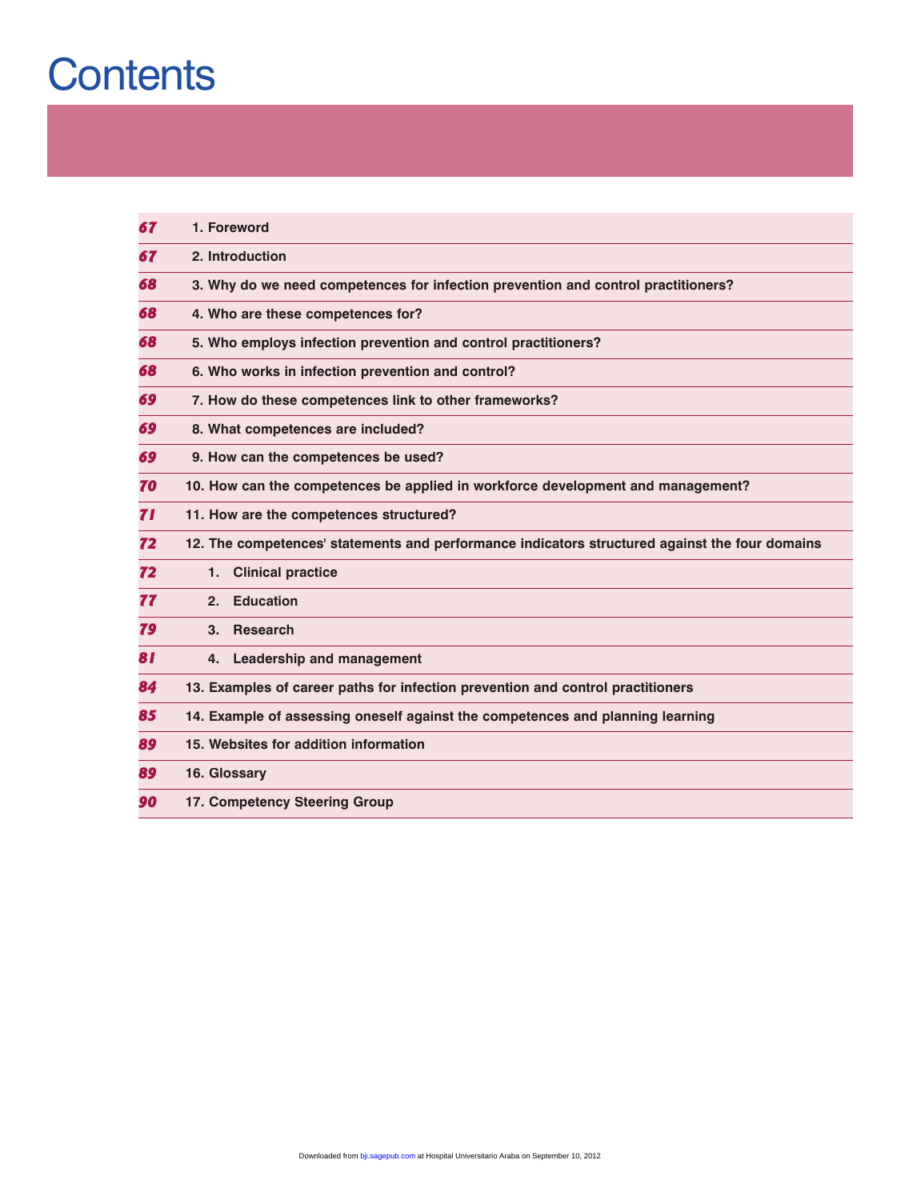# Contents

| | |
|---|---|
| 67 | 1. Foreword |
| 67 | 2. Introduction |
| 68 | 3. Why do we need competences for infection prevention and control practitioners? |
| 68 | 4. Who are these competences for? |
| 68 | 5. Who employs infection prevention and control practitioners? |
| 68 | 6. Who works in infection prevention and control? |
| 69 | 7. How do these competences link to other frameworks? |
| 69 | 8. What competences are included? |
| 69 | 9. How can the competences be used? |
| 70 | 10. How can the competences be applied in workforce development and management? |
| 71 | 11. How are the competences structured? |
| 72 | 12. The competences' statements and performance indicators structured against the four domains |
| 72 | 1. Clinical practice |
| 77 | 2. Education |
| 79 | 3. Research |
| 81 | 4. Leadership and management |
| 84 | 13. Examples of career paths for infection prevention and control practitioners |
| 85 | 14. Example of assessing oneself against the competences and planning learning |
| 89 | 15. Websites for addition information |
| 89 | 16. Glossary |
| 90 | 17. Competency Steering Group |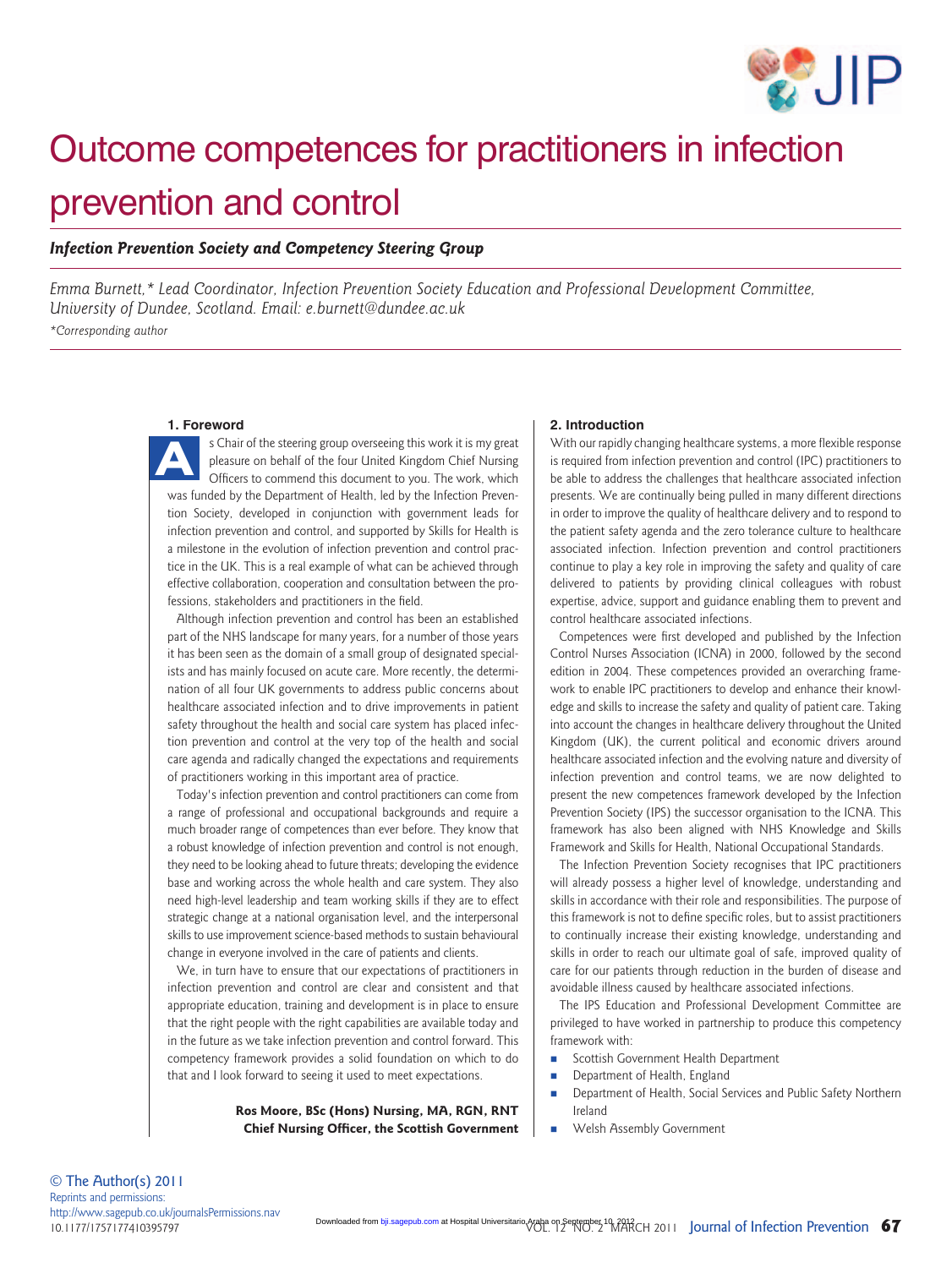# Outcome competences for practitioners in infection prevention and control

***Infection Prevention Society and Competency Steering Group***

*Emma Burnett,\* Lead Coordinator, Infection Prevention Society Education and Professional Development Committee, University of Dundee, Scotland. Email: e.burnett@dundee.ac.uk*

*\*Corresponding author*

## 1. Foreword

As Chair of the steering group overseeing this work it is my great pleasure on behalf of the four United Kingdom Chief Nursing Officers to commend this document to you. The work, which was funded by the Department of Health, led by the Infection Prevention Society, developed in conjunction with government leads for infection prevention and control, and supported by Skills for Health is a milestone in the evolution of infection prevention and control practice in the UK. This is a real example of what can be achieved through effective collaboration, cooperation and consultation between the professions, stakeholders and practitioners in the field.

Although infection prevention and control has been an established part of the NHS landscape for many years, for a number of those years it has been seen as the domain of a small group of designated specialists and has mainly focused on acute care. More recently, the determination of all four UK governments to address public concerns about healthcare associated infection and to drive improvements in patient safety throughout the health and social care system has placed infection prevention and control at the very top of the health and social care agenda and radically changed the expectations and requirements of practitioners working in this important area of practice.

Today's infection prevention and control practitioners can come from a range of professional and occupational backgrounds and require a much broader range of competences than ever before. They know that a robust knowledge of infection prevention and control is not enough, they need to be looking ahead to future threats; developing the evidence base and working across the whole health and care system. They also need high-level leadership and team working skills if they are to effect strategic change at a national organisation level, and the interpersonal skills to use improvement science-based methods to sustain behavioural change in everyone involved in the care of patients and clients.

We, in turn have to ensure that our expectations of practitioners in infection prevention and control are clear and consistent and that appropriate education, training and development is in place to ensure that the right people with the right capabilities are available today and in the future as we take infection prevention and control forward. This competency framework provides a solid foundation on which to do that and I look forward to seeing it used to meet expectations.

**Ros Moore, BSc (Hons) Nursing, MA, RGN, RNT**
**Chief Nursing Officer, the Scottish Government**

## 2. Introduction

With our rapidly changing healthcare systems, a more flexible response is required from infection prevention and control (IPC) practitioners to be able to address the challenges that healthcare associated infection presents. We are continually being pulled in many different directions in order to improve the quality of healthcare delivery and to respond to the patient safety agenda and the zero tolerance culture to healthcare associated infection. Infection prevention and control practitioners continue to play a key role in improving the safety and quality of care delivered to patients by providing clinical colleagues with robust expertise, advice, support and guidance enabling them to prevent and control healthcare associated infections.

Competences were first developed and published by the Infection Control Nurses Association (ICNA) in 2000, followed by the second edition in 2004. These competences provided an overarching framework to enable IPC practitioners to develop and enhance their knowledge and skills to increase the safety and quality of patient care. Taking into account the changes in healthcare delivery throughout the United Kingdom (UK), the current political and economic drivers around healthcare associated infection and the evolving nature and diversity of infection prevention and control teams, we are now delighted to present the new competences framework developed by the Infection Prevention Society (IPS) the successor organisation to the ICNA. This framework has also been aligned with NHS Knowledge and Skills Framework and Skills for Health, National Occupational Standards.

The Infection Prevention Society recognises that IPC practitioners will already possess a higher level of knowledge, understanding and skills in accordance with their role and responsibilities. The purpose of this framework is not to define specific roles, but to assist practitioners to continually increase their existing knowledge, understanding and skills in order to reach our ultimate goal of safe, improved quality of care for our patients through reduction in the burden of disease and avoidable illness caused by healthcare associated infections.

The IPS Education and Professional Development Committee are privileged to have worked in partnership to produce this competency framework with:

- Scottish Government Health Department
- Department of Health, England
- Department of Health, Social Services and Public Safety Northern Ireland
- Welsh Assembly Government

© The Author(s) 2011
Reprints and permissions:
http://www.sagepub.co.uk/journalsPermissions.nav
10.1177/1757177410395797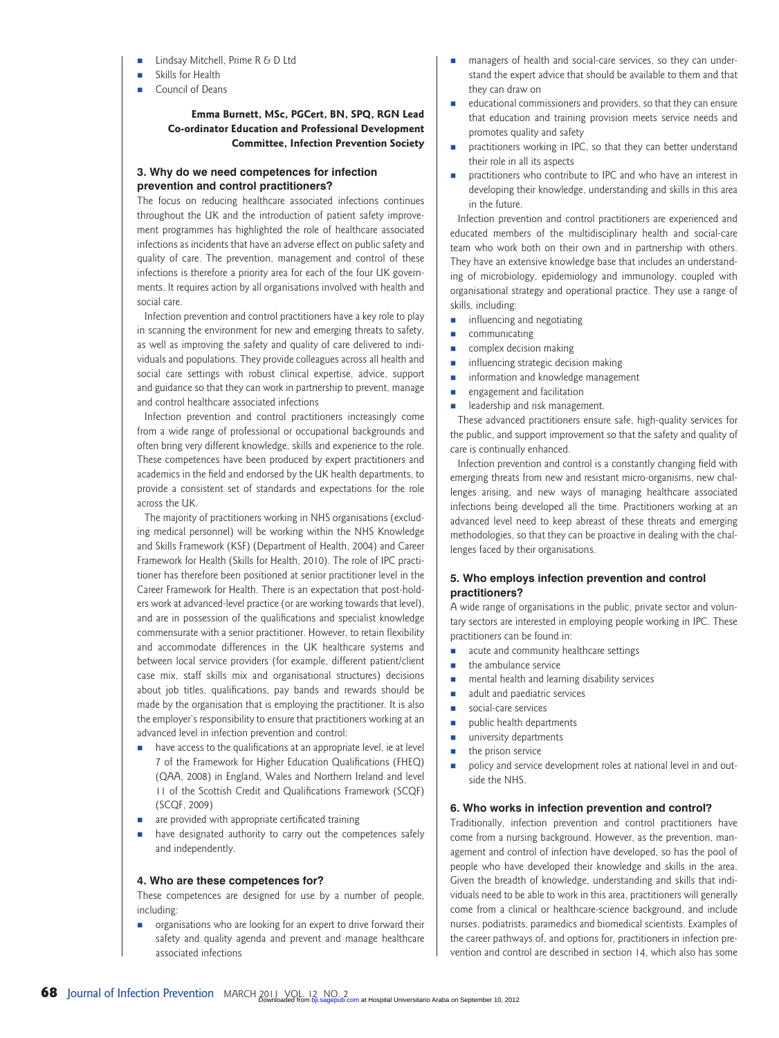- Lindsay Mitchell, Prime R & D Ltd
- Skills for Health
- Council of Deans

**Emma Burnett, MSc, PGCert, BN, SPQ, RGN Lead Co-ordinator Education and Professional Development Committee, Infection Prevention Society**

### 3. Why do we need competences for infection prevention and control practitioners?

The focus on reducing healthcare associated infections continues throughout the UK and the introduction of patient safety improvement programmes has highlighted the role of healthcare associated infections as incidents that have an adverse effect on public safety and quality of care. The prevention, management and control of these infections is therefore a priority area for each of the four UK governments. It requires action by all organisations involved with health and social care.

Infection prevention and control practitioners have a key role to play in scanning the environment for new and emerging threats to safety, as well as improving the safety and quality of care delivered to individuals and populations. They provide colleagues across all health and social care settings with robust clinical expertise, advice, support and guidance so that they can work in partnership to prevent, manage and control healthcare associated infections

Infection prevention and control practitioners increasingly come from a wide range of professional or occupational backgrounds and often bring very different knowledge, skills and experience to the role. These competences have been produced by expert practitioners and academics in the field and endorsed by the UK health departments, to provide a consistent set of standards and expectations for the role across the UK.

The majority of practitioners working in NHS organisations (excluding medical personnel) will be working within the NHS Knowledge and Skills Framework (KSF) (Department of Health, 2004) and Career Framework for Health (Skills for Health, 2010). The role of IPC practitioner has therefore been positioned at senior practitioner level in the Career Framework for Health. There is an expectation that post-holders work at advanced-level practice (or are working towards that level), and are in possession of the qualifications and specialist knowledge commensurate with a senior practitioner. However, to retain flexibility and accommodate differences in the UK healthcare systems and between local service providers (for example, different patient/client case mix, staff skills mix and organisational structures) decisions about job titles, qualifications, pay bands and rewards should be made by the organisation that is employing the practitioner. It is also the employer's responsibility to ensure that practitioners working at an advanced level in infection prevention and control:

- have access to the qualifications at an appropriate level, ie at level 7 of the Framework for Higher Education Qualifications (FHEQ) (QAA, 2008) in England, Wales and Northern Ireland and level 11 of the Scottish Credit and Qualifications Framework (SCQF) (SCQF, 2009)
- are provided with appropriate certificated training
- have designated authority to carry out the competences safely and independently.

### 4. Who are these competences for?

These competences are designed for use by a number of people, including:

- organisations who are looking for an expert to drive forward their safety and quality agenda and prevent and manage healthcare associated infections
- managers of health and social-care services, so they can understand the expert advice that should be available to them and that they can draw on
- educational commissioners and providers, so that they can ensure that education and training provision meets service needs and promotes quality and safety
- practitioners working in IPC, so that they can better understand their role in all its aspects
- practitioners who contribute to IPC and who have an interest in developing their knowledge, understanding and skills in this area in the future.

Infection prevention and control practitioners are experienced and educated members of the multidisciplinary health and social-care team who work both on their own and in partnership with others. They have an extensive knowledge base that includes an understanding of microbiology, epidemiology and immunology, coupled with organisational strategy and operational practice. They use a range of skills, including:

- influencing and negotiating
- communicating
- complex decision making
- influencing strategic decision making
- information and knowledge management
- engagement and facilitation
- leadership and risk management.

These advanced practitioners ensure safe, high-quality services for the public, and support improvement so that the safety and quality of care is continually enhanced.

Infection prevention and control is a constantly changing field with emerging threats from new and resistant micro-organisms, new challenges arising, and new ways of managing healthcare associated infections being developed all the time. Practitioners working at an advanced level need to keep abreast of these threats and emerging methodologies, so that they can be proactive in dealing with the challenges faced by their organisations.

### 5. Who employs infection prevention and control practitioners?

A wide range of organisations in the public, private sector and voluntary sectors are interested in employing people working in IPC. These practitioners can be found in:

- acute and community healthcare settings
- the ambulance service
- mental health and learning disability services
- adult and paediatric services
- social-care services
- public health departments
- university departments
- the prison service
- policy and service development roles at national level in and outside the NHS.

### 6. Who works in infection prevention and control?

Traditionally, infection prevention and control practitioners have come from a nursing background. However, as the prevention, management and control of infection have developed, so has the pool of people who have developed their knowledge and skills in the area. Given the breadth of knowledge, understanding and skills that individuals need to be able to work in this area, practitioners will generally come from a clinical or healthcare-science background, and include nurses, podiatrists, paramedics and biomedical scientists. Examples of the career pathways of, and options for, practitioners in infection prevention and control are described in section 14, which also has some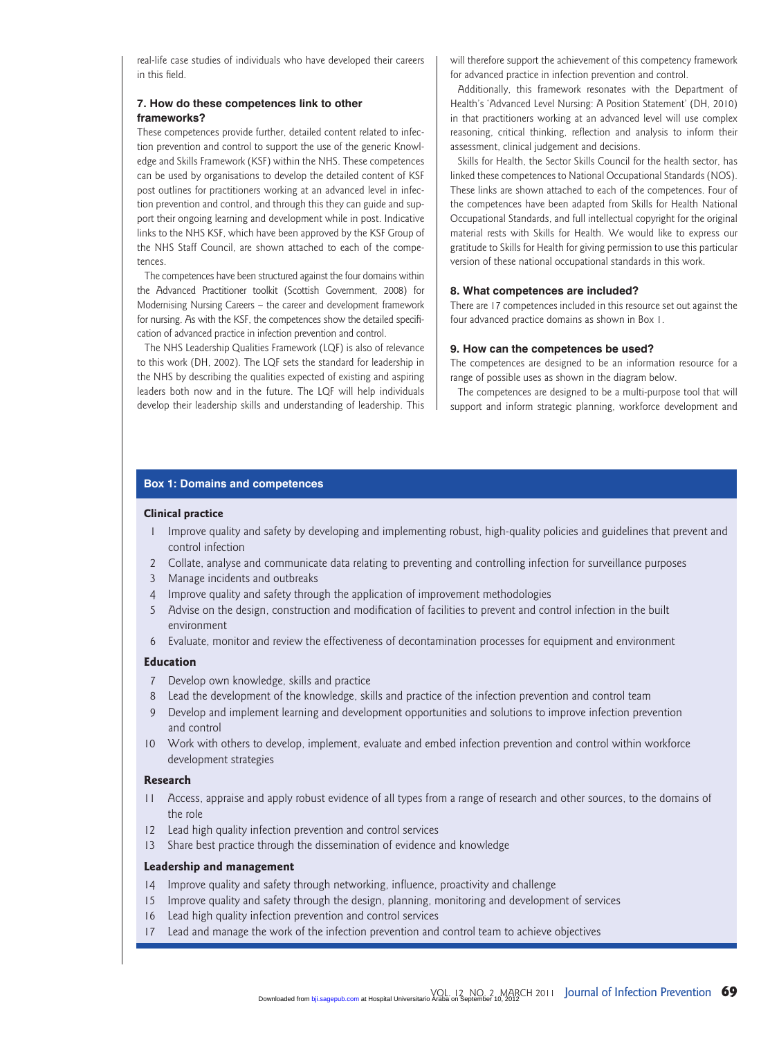real-life case studies of individuals who have developed their careers in this field.

### 7. How do these competences link to other frameworks?

These competences provide further, detailed content related to infection prevention and control to support the use of the generic Knowledge and Skills Framework (KSF) within the NHS. These competences can be used by organisations to develop the detailed content of KSF post outlines for practitioners working at an advanced level in infection prevention and control, and through this they can guide and support their ongoing learning and development while in post. Indicative links to the NHS KSF, which have been approved by the KSF Group of the NHS Staff Council, are shown attached to each of the competences.

The competences have been structured against the four domains within the Advanced Practitioner toolkit (Scottish Government, 2008) for Modernising Nursing Careers – the career and development framework for nursing. As with the KSF, the competences show the detailed specification of advanced practice in infection prevention and control.

The NHS Leadership Qualities Framework (LQF) is also of relevance to this work (DH, 2002). The LQF sets the standard for leadership in the NHS by describing the qualities expected of existing and aspiring leaders both now and in the future. The LQF will help individuals develop their leadership skills and understanding of leadership. This will therefore support the achievement of this competency framework for advanced practice in infection prevention and control.

Additionally, this framework resonates with the Department of Health's 'Advanced Level Nursing: A Position Statement' (DH, 2010) in that practitioners working at an advanced level will use complex reasoning, critical thinking, reflection and analysis to inform their assessment, clinical judgement and decisions.

Skills for Health, the Sector Skills Council for the health sector, has linked these competences to National Occupational Standards (NOS). These links are shown attached to each of the competences. Four of the competences have been adapted from Skills for Health National Occupational Standards, and full intellectual copyright for the original material rests with Skills for Health. We would like to express our gratitude to Skills for Health for giving permission to use this particular version of these national occupational standards in this work.

### 8. What competences are included?

There are 17 competences included in this resource set out against the four advanced practice domains as shown in Box 1.

### 9. How can the competences be used?

The competences are designed to be an information resource for a range of possible uses as shown in the diagram below.

The competences are designed to be a multi-purpose tool that will support and inform strategic planning, workforce development and

**Box 1: Domains and competences**

**Clinical practice**

1. Improve quality and safety by developing and implementing robust, high-quality policies and guidelines that prevent and control infection
2. Collate, analyse and communicate data relating to preventing and controlling infection for surveillance purposes
3. Manage incidents and outbreaks
4. Improve quality and safety through the application of improvement methodologies
5. Advise on the design, construction and modification of facilities to prevent and control infection in the built environment
6. Evaluate, monitor and review the effectiveness of decontamination processes for equipment and environment

**Education**

7. Develop own knowledge, skills and practice
8. Lead the development of the knowledge, skills and practice of the infection prevention and control team
9. Develop and implement learning and development opportunities and solutions to improve infection prevention and control
10. Work with others to develop, implement, evaluate and embed infection prevention and control within workforce development strategies

**Research**

11. Access, appraise and apply robust evidence of all types from a range of research and other sources, to the domains of the role
12. Lead high quality infection prevention and control services
13. Share best practice through the dissemination of evidence and knowledge

**Leadership and management**

14. Improve quality and safety through networking, influence, proactivity and challenge
15. Improve quality and safety through the design, planning, monitoring and development of services
16. Lead high quality infection prevention and control services
17. Lead and manage the work of the infection prevention and control team to achieve objectives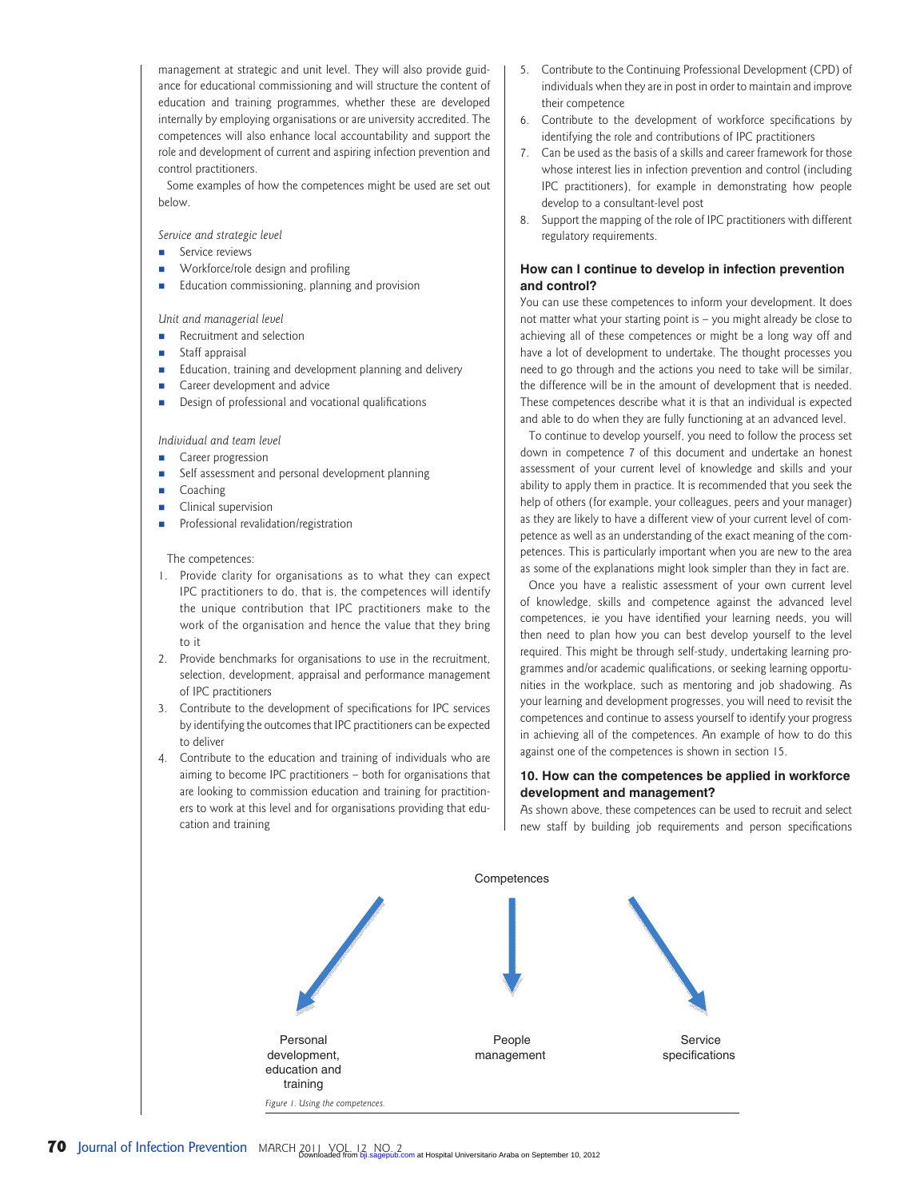management at strategic and unit level. They will also provide guidance for educational commissioning and will structure the content of education and training programmes, whether these are developed internally by employing organisations or are university accredited. The competences will also enhance local accountability and support the role and development of current and aspiring infection prevention and control practitioners.

Some examples of how the competences might be used are set out below.

*Service and strategic level*

- Service reviews
- Workforce/role design and profiling
- Education commissioning, planning and provision

*Unit and managerial level*

- Recruitment and selection
- Staff appraisal
- Education, training and development planning and delivery
- Career development and advice
- Design of professional and vocational qualifications

*Individual and team level*

- Career progression
- Self assessment and personal development planning
- Coaching
- Clinical supervision
- Professional revalidation/registration

The competences:

1. Provide clarity for organisations as to what they can expect IPC practitioners to do, that is, the competences will identify the unique contribution that IPC practitioners make to the work of the organisation and hence the value that they bring to it
2. Provide benchmarks for organisations to use in the recruitment, selection, development, appraisal and performance management of IPC practitioners
3. Contribute to the development of specifications for IPC services by identifying the outcomes that IPC practitioners can be expected to deliver
4. Contribute to the education and training of individuals who are aiming to become IPC practitioners – both for organisations that are looking to commission education and training for practitioners to work at this level and for organisations providing that education and training
5. Contribute to the Continuing Professional Development (CPD) of individuals when they are in post in order to maintain and improve their competence
6. Contribute to the development of workforce specifications by identifying the role and contributions of IPC practitioners
7. Can be used as the basis of a skills and career framework for those whose interest lies in infection prevention and control (including IPC practitioners), for example in demonstrating how people develop to a consultant-level post
8. Support the mapping of the role of IPC practitioners with different regulatory requirements.

### How can I continue to develop in infection prevention and control?

You can use these competences to inform your development. It does not matter what your starting point is – you might already be close to achieving all of these competences or might be a long way off and have a lot of development to undertake. The thought processes you need to go through and the actions you need to take will be similar, the difference will be in the amount of development that is needed. These competences describe what it is that an individual is expected and able to do when they are fully functioning at an advanced level.

To continue to develop yourself, you need to follow the process set down in competence 7 of this document and undertake an honest assessment of your current level of knowledge and skills and your ability to apply them in practice. It is recommended that you seek the help of others (for example, your colleagues, peers and your manager) as they are likely to have a different view of your current level of competence as well as an understanding of the exact meaning of the competences. This is particularly important when you are new to the area as some of the explanations might look simpler than they in fact are.

Once you have a realistic assessment of your own current level of knowledge, skills and competence against the advanced level competences, ie you have identified your learning needs, you will then need to plan how you can best develop yourself to the level required. This might be through self-study, undertaking learning programmes and/or academic qualifications, or seeking learning opportunities in the workplace, such as mentoring and job shadowing. As your learning and development progresses, you will need to revisit the competences and continue to assess yourself to identify your progress in achieving all of the competences. An example of how to do this against one of the competences is shown in section 15.

## 10. How can the competences be applied in workforce development and management?

As shown above, these competences can be used to recruit and select new staff by building job requirements and person specifications

Competences

Personal development, education and training

People management

Service specifications

*Figure 1. Using the competences.*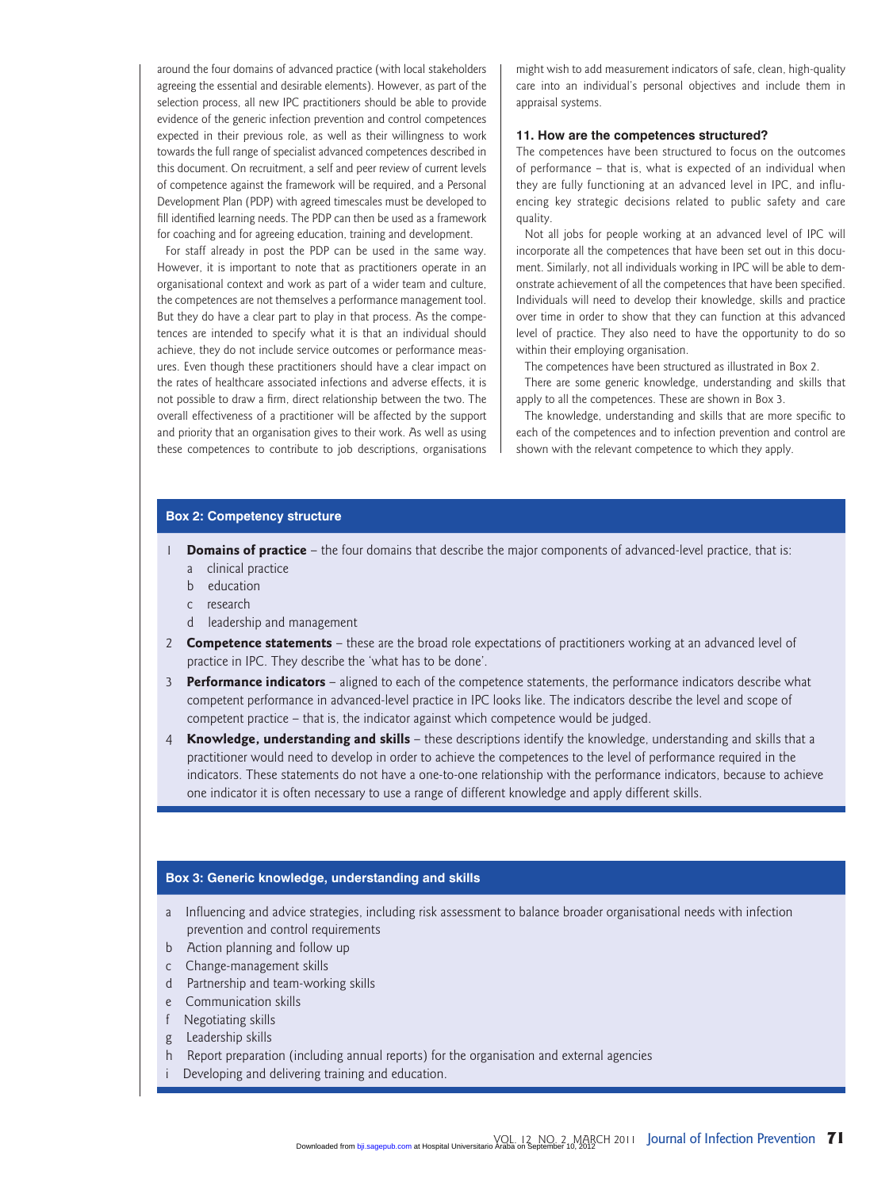around the four domains of advanced practice (with local stakeholders agreeing the essential and desirable elements). However, as part of the selection process, all new IPC practitioners should be able to provide evidence of the generic infection prevention and control competences expected in their previous role, as well as their willingness to work towards the full range of specialist advanced competences described in this document. On recruitment, a self and peer review of current levels of competence against the framework will be required, and a Personal Development Plan (PDP) with agreed timescales must be developed to fill identified learning needs. The PDP can then be used as a framework for coaching and for agreeing education, training and development.

For staff already in post the PDP can be used in the same way. However, it is important to note that as practitioners operate in an organisational context and work as part of a wider team and culture, the competences are not themselves a performance management tool. But they do have a clear part to play in that process. As the competences are intended to specify what it is that an individual should achieve, they do not include service outcomes or performance measures. Even though these practitioners should have a clear impact on the rates of healthcare associated infections and adverse effects, it is not possible to draw a firm, direct relationship between the two. The overall effectiveness of a practitioner will be affected by the support and priority that an organisation gives to their work. As well as using these competences to contribute to job descriptions, organisations might wish to add measurement indicators of safe, clean, high-quality care into an individual's personal objectives and include them in appraisal systems.

### 11. How are the competences structured?

The competences have been structured to focus on the outcomes of performance – that is, what is expected of an individual when they are fully functioning at an advanced level in IPC, and influencing key strategic decisions related to public safety and care quality.

Not all jobs for people working at an advanced level of IPC will incorporate all the competences that have been set out in this document. Similarly, not all individuals working in IPC will be able to demonstrate achievement of all the competences that have been specified. Individuals will need to develop their knowledge, skills and practice over time in order to show that they can function at this advanced level of practice. They also need to have the opportunity to do so within their employing organisation.

The competences have been structured as illustrated in Box 2.

There are some generic knowledge, understanding and skills that apply to all the competences. These are shown in Box 3.

The knowledge, understanding and skills that are more specific to each of the competences and to infection prevention and control are shown with the relevant competence to which they apply.

#### Box 2: Competency structure

1 **Domains of practice** – the four domains that describe the major components of advanced-level practice, that is:
   a clinical practice
   b education
   c research
   d leadership and management
2 **Competence statements** – these are the broad role expectations of practitioners working at an advanced level of practice in IPC. They describe the 'what has to be done'.
3 **Performance indicators** – aligned to each of the competence statements, the performance indicators describe what competent performance in advanced-level practice in IPC looks like. The indicators describe the level and scope of competent practice – that is, the indicator against which competence would be judged.
4 **Knowledge, understanding and skills** – these descriptions identify the knowledge, understanding and skills that a practitioner would need to develop in order to achieve the competences to the level of performance required in the indicators. These statements do not have a one-to-one relationship with the performance indicators, because to achieve one indicator it is often necessary to use a range of different knowledge and apply different skills.

#### Box 3: Generic knowledge, understanding and skills

a Influencing and advice strategies, including risk assessment to balance broader organisational needs with infection prevention and control requirements
b Action planning and follow up
c Change-management skills
d Partnership and team-working skills
e Communication skills
f Negotiating skills
g Leadership skills
h Report preparation (including annual reports) for the organisation and external agencies
i Developing and delivering training and education.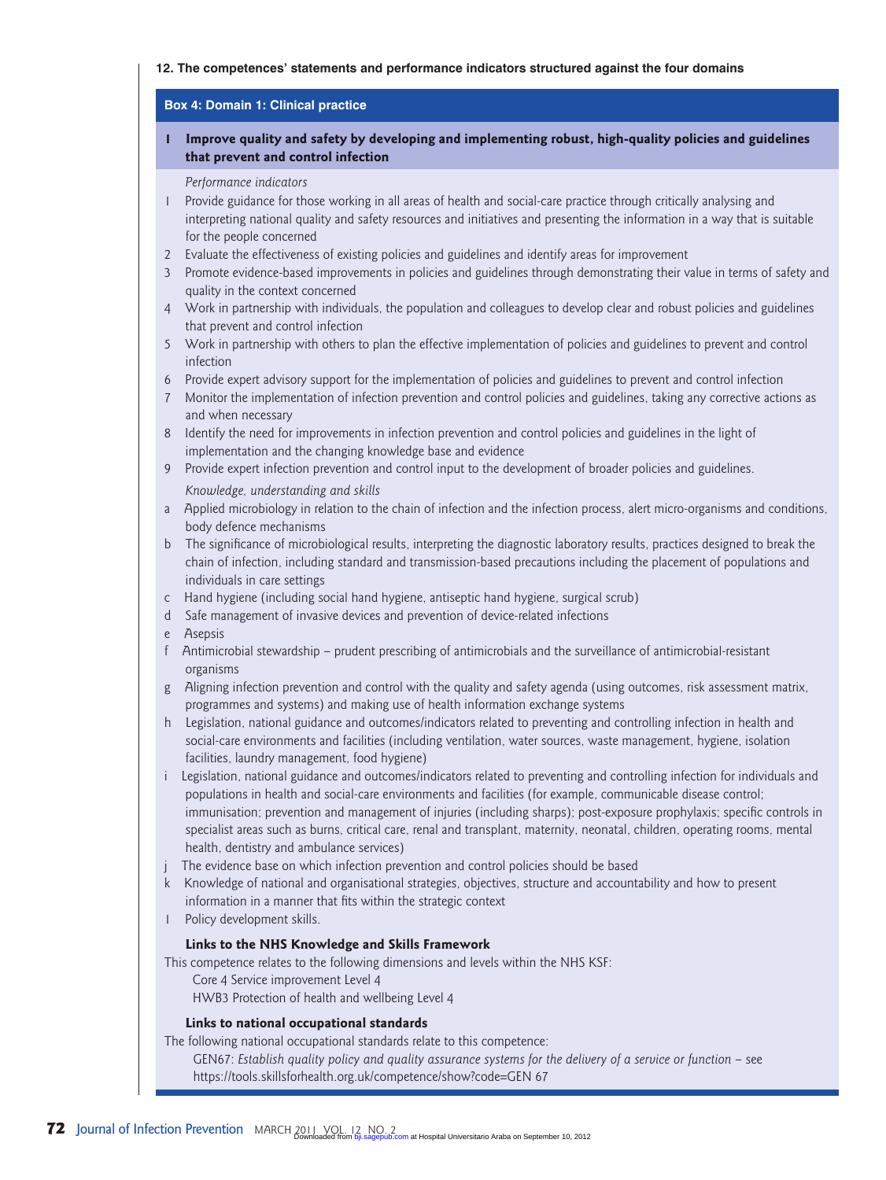## 12. The competences' statements and performance indicators structured against the four domains

### Box 4: Domain 1: Clinical practice

**1 Improve quality and safety by developing and implementing robust, high-quality policies and guidelines that prevent and control infection**

*Performance indicators*

1. Provide guidance for those working in all areas of health and social-care practice through critically analysing and interpreting national quality and safety resources and initiatives and presenting the information in a way that is suitable for the people concerned
2. Evaluate the effectiveness of existing policies and guidelines and identify areas for improvement
3. Promote evidence-based improvements in policies and guidelines through demonstrating their value in terms of safety and quality in the context concerned
4. Work in partnership with individuals, the population and colleagues to develop clear and robust policies and guidelines that prevent and control infection
5. Work in partnership with others to plan the effective implementation of policies and guidelines to prevent and control infection
6. Provide expert advisory support for the implementation of policies and guidelines to prevent and control infection
7. Monitor the implementation of infection prevention and control policies and guidelines, taking any corrective actions as and when necessary
8. Identify the need for improvements in infection prevention and control policies and guidelines in the light of implementation and the changing knowledge base and evidence
9. Provide expert infection prevention and control input to the development of broader policies and guidelines.

*Knowledge, understanding and skills*

a. Applied microbiology in relation to the chain of infection and the infection process, alert micro-organisms and conditions, body defence mechanisms
b. The significance of microbiological results, interpreting the diagnostic laboratory results, practices designed to break the chain of infection, including standard and transmission-based precautions including the placement of populations and individuals in care settings
c. Hand hygiene (including social hand hygiene, antiseptic hand hygiene, surgical scrub)
d. Safe management of invasive devices and prevention of device-related infections
e. Asepsis
f. Antimicrobial stewardship – prudent prescribing of antimicrobials and the surveillance of antimicrobial-resistant organisms
g. Aligning infection prevention and control with the quality and safety agenda (using outcomes, risk assessment matrix, programmes and systems) and making use of health information exchange systems
h. Legislation, national guidance and outcomes/indicators related to preventing and controlling infection in health and social-care environments and facilities (including ventilation, water sources, waste management, hygiene, isolation facilities, laundry management, food hygiene)
i. Legislation, national guidance and outcomes/indicators related to preventing and controlling infection for individuals and populations in health and social-care environments and facilities (for example, communicable disease control; immunisation; prevention and management of injuries (including sharps); post-exposure prophylaxis; specific controls in specialist areas such as burns, critical care, renal and transplant, maternity, neonatal, children, operating rooms, mental health, dentistry and ambulance services)
j. The evidence base on which infection prevention and control policies should be based
k. Knowledge of national and organisational strategies, objectives, structure and accountability and how to present information in a manner that fits within the strategic context
l. Policy development skills.

**Links to the NHS Knowledge and Skills Framework**

This competence relates to the following dimensions and levels within the NHS KSF:

Core 4 Service improvement Level 4

HWB3 Protection of health and wellbeing Level 4

**Links to national occupational standards**

The following national occupational standards relate to this competence:

GEN67: *Establish quality policy and quality assurance systems for the delivery of a service or function* – see https://tools.skillsforhealth.org.uk/competence/show?code=GEN 67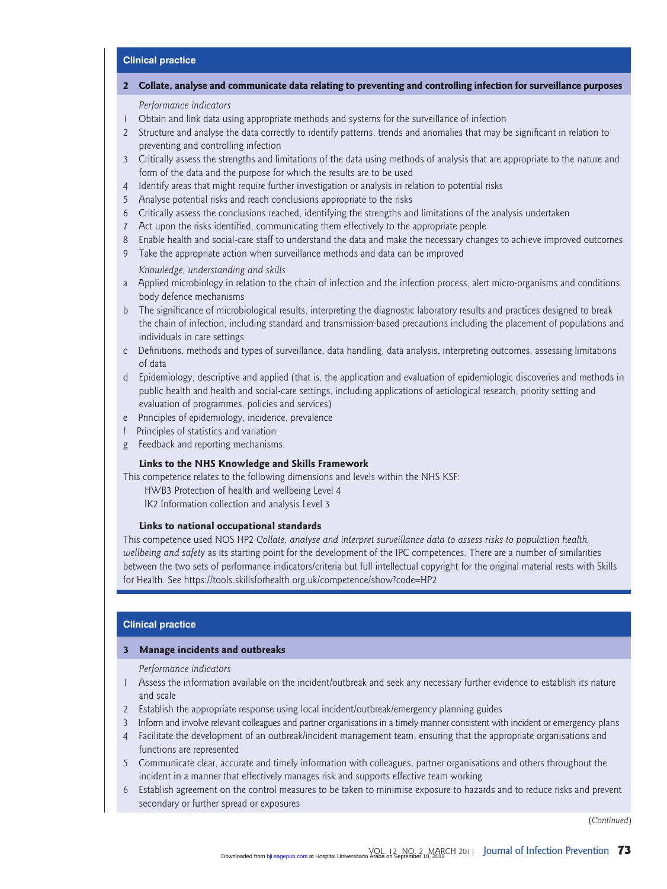## Clinical practice

### 2 Collate, analyse and communicate data relating to preventing and controlling infection for surveillance purposes

*Performance indicators*

1. Obtain and link data using appropriate methods and systems for the surveillance of infection
2. Structure and analyse the data correctly to identify patterns, trends and anomalies that may be significant in relation to preventing and controlling infection
3. Critically assess the strengths and limitations of the data using methods of analysis that are appropriate to the nature and form of the data and the purpose for which the results are to be used
4. Identify areas that might require further investigation or analysis in relation to potential risks
5. Analyse potential risks and reach conclusions appropriate to the risks
6. Critically assess the conclusions reached, identifying the strengths and limitations of the analysis undertaken
7. Act upon the risks identified, communicating them effectively to the appropriate people
8. Enable health and social-care staff to understand the data and make the necessary changes to achieve improved outcomes
9. Take the appropriate action when surveillance methods and data can be improved

*Knowledge, understanding and skills*

a. Applied microbiology in relation to the chain of infection and the infection process, alert micro-organisms and conditions, body defence mechanisms
b. The significance of microbiological results, interpreting the diagnostic laboratory results and practices designed to break the chain of infection, including standard and transmission-based precautions including the placement of populations and individuals in care settings
c. Definitions, methods and types of surveillance, data handling, data analysis, interpreting outcomes, assessing limitations of data
d. Epidemiology, descriptive and applied (that is, the application and evaluation of epidemiologic discoveries and methods in public health and health and social-care settings, including applications of aetiological research, priority setting and evaluation of programmes, policies and services)
e. Principles of epidemiology, incidence, prevalence
f. Principles of statistics and variation
g. Feedback and reporting mechanisms.

**Links to the NHS Knowledge and Skills Framework**

This competence relates to the following dimensions and levels within the NHS KSF:

HWB3 Protection of health and wellbeing Level 4
IK2 Information collection and analysis Level 3

**Links to national occupational standards**

This competence used NOS HP2 *Collate, analyse and interpret surveillance data to assess risks to population health, wellbeing and safety* as its starting point for the development of the IPC competences. There are a number of similarities between the two sets of performance indicators/criteria but full intellectual copyright for the original material rests with Skills for Health. See https://tools.skillsforhealth.org.uk/competence/show?code=HP2

## Clinical practice

### 3 Manage incidents and outbreaks

*Performance indicators*

1. Assess the information available on the incident/outbreak and seek any necessary further evidence to establish its nature and scale
2. Establish the appropriate response using local incident/outbreak/emergency planning guides
3. Inform and involve relevant colleagues and partner organisations in a timely manner consistent with incident or emergency plans
4. Facilitate the development of an outbreak/incident management team, ensuring that the appropriate organisations and functions are represented
5. Communicate clear, accurate and timely information with colleagues, partner organisations and others throughout the incident in a manner that effectively manages risk and supports effective team working
6. Establish agreement on the control measures to be taken to minimise exposure to hazards and to reduce risks and prevent secondary or further spread or exposures

(*Continued*)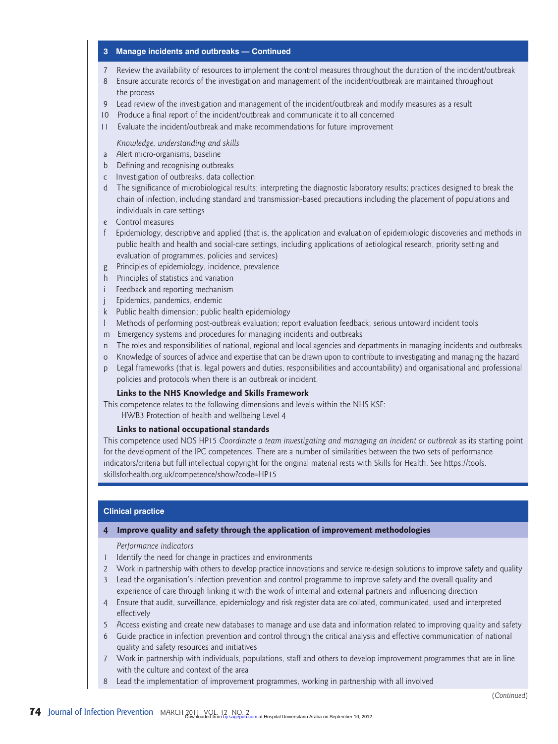### 3 Manage incidents and outbreaks — Continued

7 Review the availability of resources to implement the control measures throughout the duration of the incident/outbreak
8 Ensure accurate records of the investigation and management of the incident/outbreak are maintained throughout the process
9 Lead review of the investigation and management of the incident/outbreak and modify measures as a result
10 Produce a final report of the incident/outbreak and communicate it to all concerned
11 Evaluate the incident/outbreak and make recommendations for future improvement

*Knowledge, understanding and skills*

a Alert micro-organisms, baseline
b Defining and recognising outbreaks
c Investigation of outbreaks, data collection
d The significance of microbiological results; interpreting the diagnostic laboratory results; practices designed to break the chain of infection, including standard and transmission-based precautions including the placement of populations and individuals in care settings
e Control measures
f Epidemiology, descriptive and applied (that is, the application and evaluation of epidemiologic discoveries and methods in public health and health and social-care settings, including applications of aetiological research, priority setting and evaluation of programmes, policies and services)
g Principles of epidemiology, incidence, prevalence
h Principles of statistics and variation
i Feedback and reporting mechanism
j Epidemics, pandemics, endemic
k Public health dimension; public health epidemiology
l Methods of performing post-outbreak evaluation; report evaluation feedback; serious untoward incident tools
m Emergency systems and procedures for managing incidents and outbreaks
n The roles and responsibilities of national, regional and local agencies and departments in managing incidents and outbreaks
o Knowledge of sources of advice and expertise that can be drawn upon to contribute to investigating and managing the hazard
p Legal frameworks (that is, legal powers and duties, responsibilities and accountability) and organisational and professional policies and protocols when there is an outbreak or incident.

**Links to the NHS Knowledge and Skills Framework**

This competence relates to the following dimensions and levels within the NHS KSF:

HWB3 Protection of health and wellbeing Level 4

**Links to national occupational standards**

This competence used NOS HP15 *Coordinate a team investigating and managing an incident or outbreak* as its starting point for the development of the IPC competences. There are a number of similarities between the two sets of performance indicators/criteria but full intellectual copyright for the original material rests with Skills for Health. See https://tools.skillsforhealth.org.uk/competence/show?code=HP15

## Clinical practice

### 4 Improve quality and safety through the application of improvement methodologies

*Performance indicators*

1 Identify the need for change in practices and environments
2 Work in partnership with others to develop practice innovations and service re-design solutions to improve safety and quality
3 Lead the organisation's infection prevention and control programme to improve safety and the overall quality and experience of care through linking it with the work of internal and external partners and influencing direction
4 Ensure that audit, surveillance, epidemiology and risk register data are collated, communicated, used and interpreted effectively
5 Access existing and create new databases to manage and use data and information related to improving quality and safety
6 Guide practice in infection prevention and control through the critical analysis and effective communication of national quality and safety resources and initiatives
7 Work in partnership with individuals, populations, staff and others to develop improvement programmes that are in line with the culture and context of the area
8 Lead the implementation of improvement programmes, working in partnership with all involved

(*Continued*)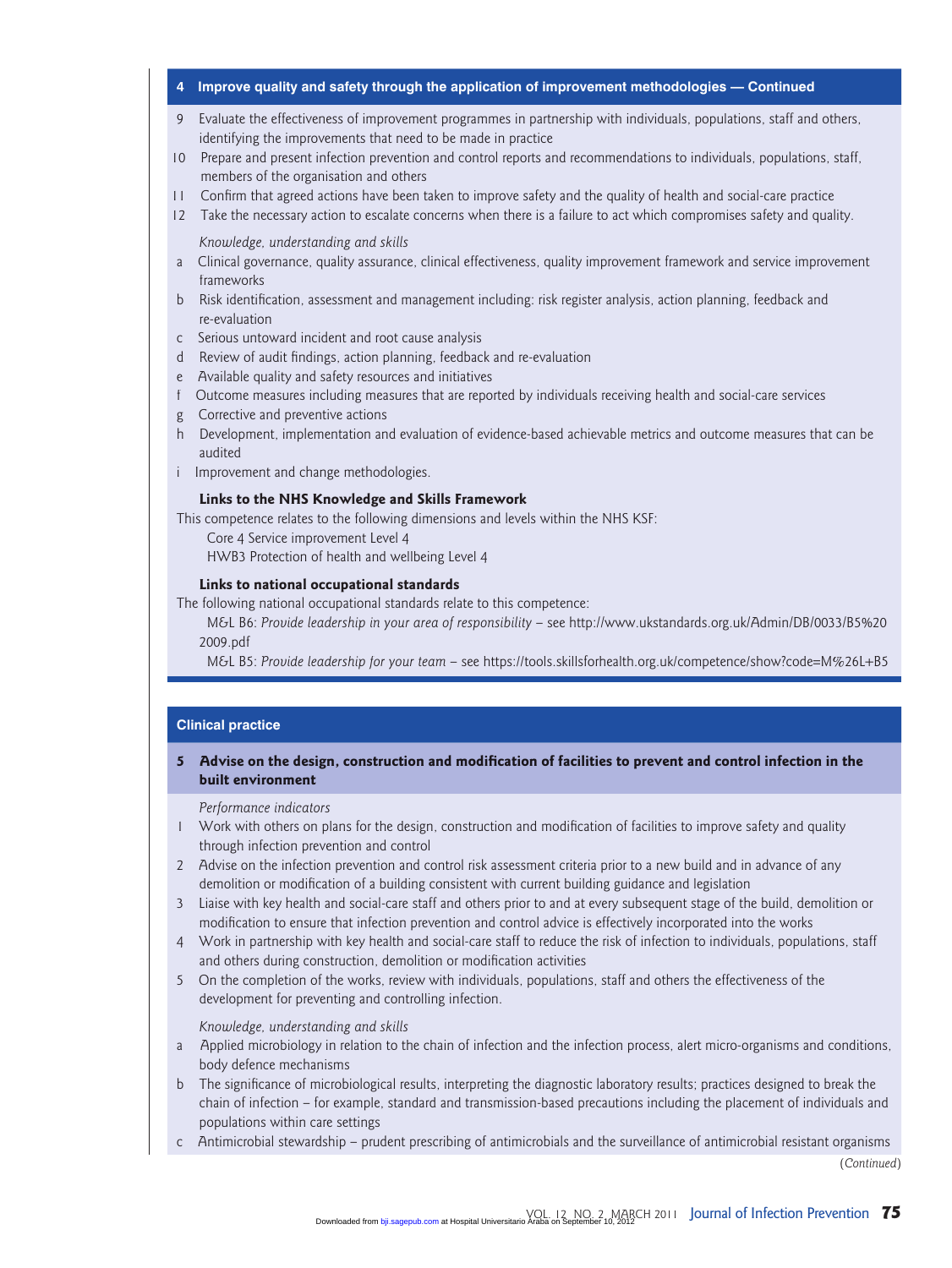## 4 Improve quality and safety through the application of improvement methodologies — Continued

9 Evaluate the effectiveness of improvement programmes in partnership with individuals, populations, staff and others, identifying the improvements that need to be made in practice

10 Prepare and present infection prevention and control reports and recommendations to individuals, populations, staff, members of the organisation and others

11 Confirm that agreed actions have been taken to improve safety and the quality of health and social-care practice

12 Take the necessary action to escalate concerns when there is a failure to act which compromises safety and quality.

*Knowledge, understanding and skills*

a Clinical governance, quality assurance, clinical effectiveness, quality improvement framework and service improvement frameworks

b Risk identification, assessment and management including: risk register analysis, action planning, feedback and re-evaluation

c Serious untoward incident and root cause analysis

d Review of audit findings, action planning, feedback and re-evaluation

e Available quality and safety resources and initiatives

f Outcome measures including measures that are reported by individuals receiving health and social-care services

g Corrective and preventive actions

h Development, implementation and evaluation of evidence-based achievable metrics and outcome measures that can be audited

i Improvement and change methodologies.

**Links to the NHS Knowledge and Skills Framework**

This competence relates to the following dimensions and levels within the NHS KSF:

Core 4 Service improvement Level 4

HWB3 Protection of health and wellbeing Level 4

**Links to national occupational standards**

The following national occupational standards relate to this competence:

M&L B6: *Provide leadership in your area of responsibility* – see http://www.ukstandards.org.uk/Admin/DB/0033/B5%20 2009.pdf

M&L B5: *Provide leadership for your team* – see https://tools.skillsforhealth.org.uk/competence/show?code=M%26L+B5

## Clinical practice

### 5 Advise on the design, construction and modification of facilities to prevent and control infection in the built environment

*Performance indicators*

1 Work with others on plans for the design, construction and modification of facilities to improve safety and quality through infection prevention and control

2 Advise on the infection prevention and control risk assessment criteria prior to a new build and in advance of any demolition or modification of a building consistent with current building guidance and legislation

3 Liaise with key health and social-care staff and others prior to and at every subsequent stage of the build, demolition or modification to ensure that infection prevention and control advice is effectively incorporated into the works

4 Work in partnership with key health and social-care staff to reduce the risk of infection to individuals, populations, staff and others during construction, demolition or modification activities

5 On the completion of the works, review with individuals, populations, staff and others the effectiveness of the development for preventing and controlling infection.

*Knowledge, understanding and skills*

a Applied microbiology in relation to the chain of infection and the infection process, alert micro-organisms and conditions, body defence mechanisms

b The significance of microbiological results, interpreting the diagnostic laboratory results; practices designed to break the chain of infection – for example, standard and transmission-based precautions including the placement of individuals and populations within care settings

c Antimicrobial stewardship – prudent prescribing of antimicrobials and the surveillance of antimicrobial resistant organisms

(*Continued*)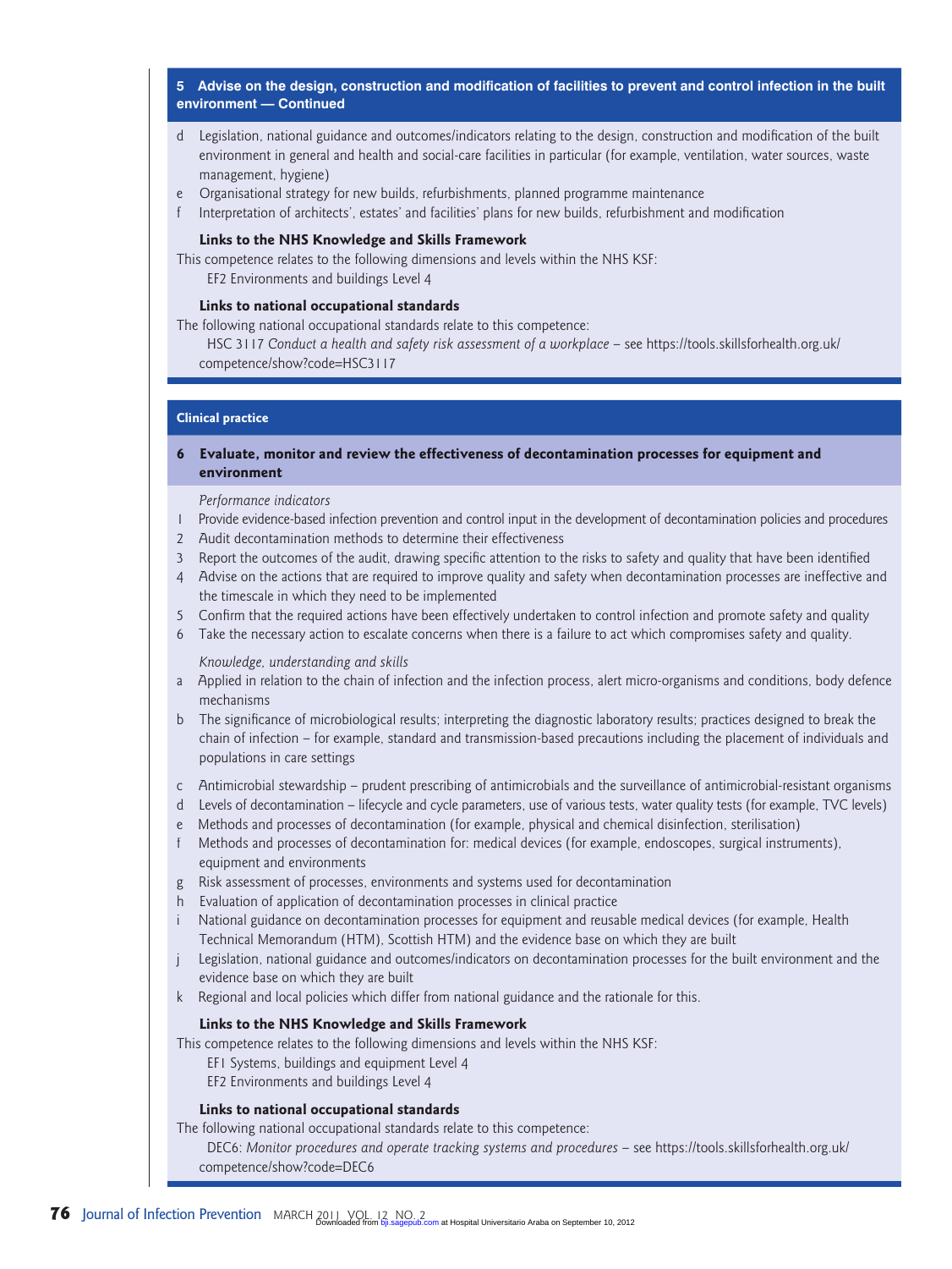**5 Advise on the design, construction and modification of facilities to prevent and control infection in the built environment — Continued**

d Legislation, national guidance and outcomes/indicators relating to the design, construction and modification of the built environment in general and health and social-care facilities in particular (for example, ventilation, water sources, waste management, hygiene)

e Organisational strategy for new builds, refurbishments, planned programme maintenance

f Interpretation of architects', estates' and facilities' plans for new builds, refurbishment and modification

**Links to the NHS Knowledge and Skills Framework**

This competence relates to the following dimensions and levels within the NHS KSF:

EF2 Environments and buildings Level 4

**Links to national occupational standards**

The following national occupational standards relate to this competence:

HSC 3117 *Conduct a health and safety risk assessment of a workplace* – see https://tools.skillsforhealth.org.uk/competence/show?code=HSC3117

## Clinical practice

### 6 Evaluate, monitor and review the effectiveness of decontamination processes for equipment and environment

*Performance indicators*

1. Provide evidence-based infection prevention and control input in the development of decontamination policies and procedures
2. Audit decontamination methods to determine their effectiveness
3. Report the outcomes of the audit, drawing specific attention to the risks to safety and quality that have been identified
4. Advise on the actions that are required to improve quality and safety when decontamination processes are ineffective and the timescale in which they need to be implemented
5. Confirm that the required actions have been effectively undertaken to control infection and promote safety and quality
6. Take the necessary action to escalate concerns when there is a failure to act which compromises safety and quality.

*Knowledge, understanding and skills*

a Applied in relation to the chain of infection and the infection process, alert micro-organisms and conditions, body defence mechanisms

b The significance of microbiological results; interpreting the diagnostic laboratory results; practices designed to break the chain of infection – for example, standard and transmission-based precautions including the placement of individuals and populations in care settings

c Antimicrobial stewardship – prudent prescribing of antimicrobials and the surveillance of antimicrobial-resistant organisms

d Levels of decontamination – lifecycle and cycle parameters, use of various tests, water quality tests (for example, TVC levels)

e Methods and processes of decontamination (for example, physical and chemical disinfection, sterilisation)

f Methods and processes of decontamination for: medical devices (for example, endoscopes, surgical instruments), equipment and environments

g Risk assessment of processes, environments and systems used for decontamination

h Evaluation of application of decontamination processes in clinical practice

i National guidance on decontamination processes for equipment and reusable medical devices (for example, Health Technical Memorandum (HTM), Scottish HTM) and the evidence base on which they are built

j Legislation, national guidance and outcomes/indicators on decontamination processes for the built environment and the evidence base on which they are built

k Regional and local policies which differ from national guidance and the rationale for this.

**Links to the NHS Knowledge and Skills Framework**

This competence relates to the following dimensions and levels within the NHS KSF:

EF1 Systems, buildings and equipment Level 4

EF2 Environments and buildings Level 4

**Links to national occupational standards**

The following national occupational standards relate to this competence:

DEC6: *Monitor procedures and operate tracking systems and procedures* – see https://tools.skillsforhealth.org.uk/competence/show?code=DEC6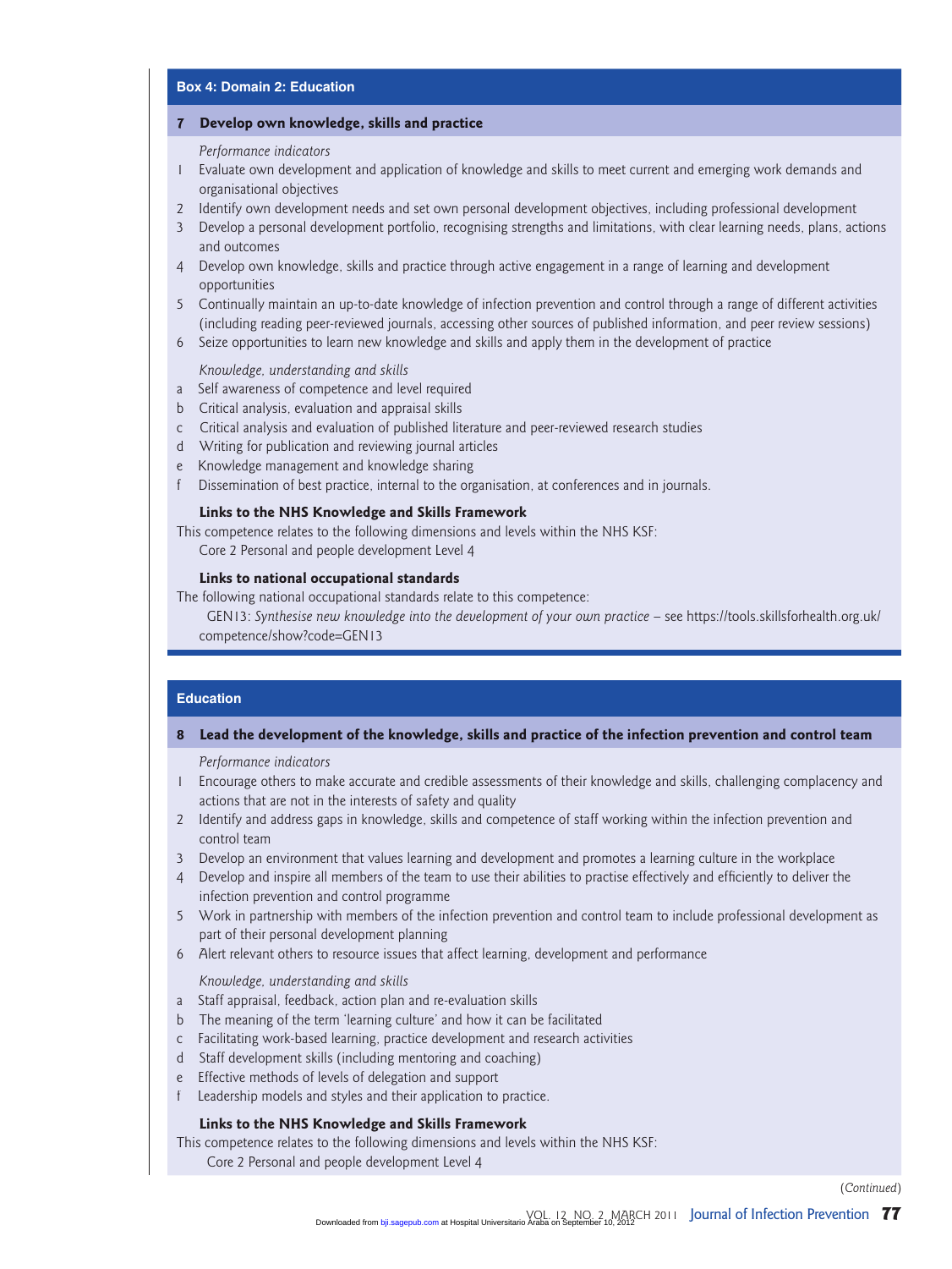## Box 4: Domain 2: Education

### 7 Develop own knowledge, skills and practice

*Performance indicators*

1 Evaluate own development and application of knowledge and skills to meet current and emerging work demands and organisational objectives
2 Identify own development needs and set own personal development objectives, including professional development
3 Develop a personal development portfolio, recognising strengths and limitations, with clear learning needs, plans, actions and outcomes
4 Develop own knowledge, skills and practice through active engagement in a range of learning and development opportunities
5 Continually maintain an up-to-date knowledge of infection prevention and control through a range of different activities (including reading peer-reviewed journals, accessing other sources of published information, and peer review sessions)
6 Seize opportunities to learn new knowledge and skills and apply them in the development of practice

*Knowledge, understanding and skills*

a Self awareness of competence and level required
b Critical analysis, evaluation and appraisal skills
c Critical analysis and evaluation of published literature and peer-reviewed research studies
d Writing for publication and reviewing journal articles
e Knowledge management and knowledge sharing
f Dissemination of best practice, internal to the organisation, at conferences and in journals.

**Links to the NHS Knowledge and Skills Framework**

This competence relates to the following dimensions and levels within the NHS KSF:
Core 2 Personal and people development Level 4

**Links to national occupational standards**

The following national occupational standards relate to this competence:
GEN13: *Synthesise new knowledge into the development of your own practice* – see https://tools.skillsforhealth.org.uk/competence/show?code=GEN13

## Education

### 8 Lead the development of the knowledge, skills and practice of the infection prevention and control team

*Performance indicators*

1 Encourage others to make accurate and credible assessments of their knowledge and skills, challenging complacency and actions that are not in the interests of safety and quality
2 Identify and address gaps in knowledge, skills and competence of staff working within the infection prevention and control team
3 Develop an environment that values learning and development and promotes a learning culture in the workplace
4 Develop and inspire all members of the team to use their abilities to practise effectively and efficiently to deliver the infection prevention and control programme
5 Work in partnership with members of the infection prevention and control team to include professional development as part of their personal development planning
6 Alert relevant others to resource issues that affect learning, development and performance

*Knowledge, understanding and skills*

a Staff appraisal, feedback, action plan and re-evaluation skills
b The meaning of the term 'learning culture' and how it can be facilitated
c Facilitating work-based learning, practice development and research activities
d Staff development skills (including mentoring and coaching)
e Effective methods of levels of delegation and support
f Leadership models and styles and their application to practice.

**Links to the NHS Knowledge and Skills Framework**

This competence relates to the following dimensions and levels within the NHS KSF:
Core 2 Personal and people development Level 4

(*Continued*)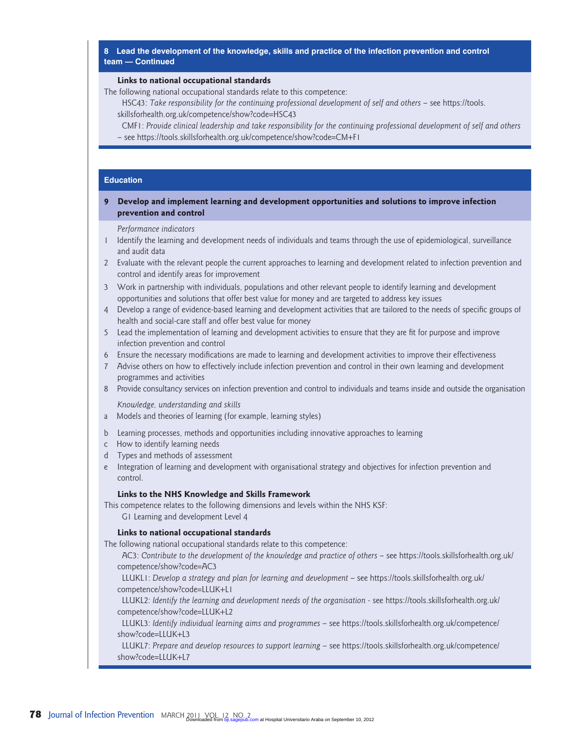## 8 Lead the development of the knowledge, skills and practice of the infection prevention and control team — Continued

**Links to national occupational standards**

The following national occupational standards relate to this competence:

HSC43: *Take responsibility for the continuing professional development of self and others* – see https://tools.skillsforhealth.org.uk/competence/show?code=HSC43

CMF1: *Provide clinical leadership and take responsibility for the continuing professional development of self and others* – see https://tools.skillsforhealth.org.uk/competence/show?code=CM+F1

## Education

### 9 Develop and implement learning and development opportunities and solutions to improve infection prevention and control

*Performance indicators*

1. Identify the learning and development needs of individuals and teams through the use of epidemiological, surveillance and audit data
2. Evaluate with the relevant people the current approaches to learning and development related to infection prevention and control and identify areas for improvement
3. Work in partnership with individuals, populations and other relevant people to identify learning and development opportunities and solutions that offer best value for money and are targeted to address key issues
4. Develop a range of evidence-based learning and development activities that are tailored to the needs of specific groups of health and social-care staff and offer best value for money
5. Lead the implementation of learning and development activities to ensure that they are fit for purpose and improve infection prevention and control
6. Ensure the necessary modifications are made to learning and development activities to improve their effectiveness
7. Advise others on how to effectively include infection prevention and control in their own learning and development programmes and activities
8. Provide consultancy services on infection prevention and control to individuals and teams inside and outside the organisation

*Knowledge, understanding and skills*

a. Models and theories of learning (for example, learning styles)
b. Learning processes, methods and opportunities including innovative approaches to learning
c. How to identify learning needs
d. Types and methods of assessment
e. Integration of learning and development with organisational strategy and objectives for infection prevention and control.

**Links to the NHS Knowledge and Skills Framework**

This competence relates to the following dimensions and levels within the NHS KSF:

G1 Learning and development Level 4

**Links to national occupational standards**

The following national occupational standards relate to this competence:

AC3: *Contribute to the development of the knowledge and practice of others* – see https://tools.skillsforhealth.org.uk/competence/show?code=AC3

LLUKL1: *Develop a strategy and plan for learning and development* – see https://tools.skillsforhealth.org.uk/competence/show?code=LLUK+L1

LLUKL2: *Identify the learning and development needs of the organisation* - see https://tools.skillsforhealth.org.uk/competence/show?code=LLUK+L2

LLUKL3: *Identify individual learning aims and programmes* – see https://tools.skillsforhealth.org.uk/competence/show?code=LLUK+L3

LLUKL7: *Prepare and develop resources to support learning* – see https://tools.skillsforhealth.org.uk/competence/show?code=LLUK+L7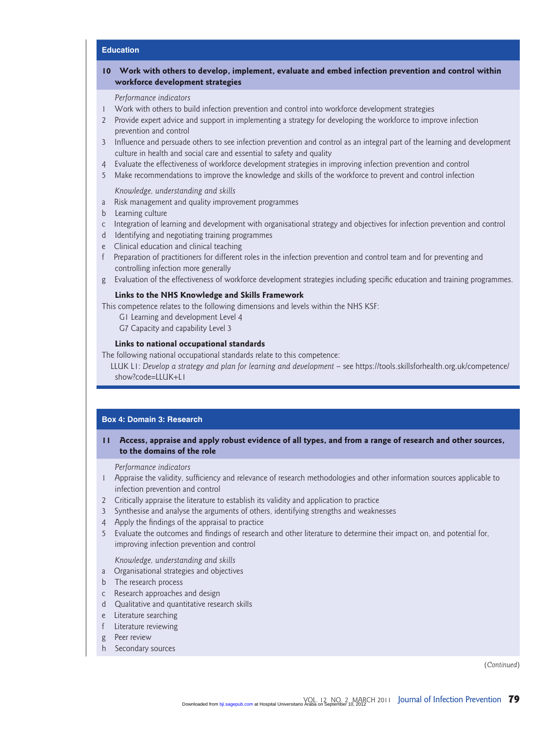**Education**

**10 Work with others to develop, implement, evaluate and embed infection prevention and control within workforce development strategies**

*Performance indicators*

1. Work with others to build infection prevention and control into workforce development strategies
2. Provide expert advice and support in implementing a strategy for developing the workforce to improve infection prevention and control
3. Influence and persuade others to see infection prevention and control as an integral part of the learning and development culture in health and social care and essential to safety and quality
4. Evaluate the effectiveness of workforce development strategies in improving infection prevention and control
5. Make recommendations to improve the knowledge and skills of the workforce to prevent and control infection

*Knowledge, understanding and skills*

- a Risk management and quality improvement programmes
- b Learning culture
- c Integration of learning and development with organisational strategy and objectives for infection prevention and control
- d Identifying and negotiating training programmes
- e Clinical education and clinical teaching
- f Preparation of practitioners for different roles in the infection prevention and control team and for preventing and controlling infection more generally
- g Evaluation of the effectiveness of workforce development strategies including specific education and training programmes.

**Links to the NHS Knowledge and Skills Framework**

This competence relates to the following dimensions and levels within the NHS KSF:

G1 Learning and development Level 4

G7 Capacity and capability Level 3

**Links to national occupational standards**

The following national occupational standards relate to this competence:

LLUK L1: *Develop a strategy and plan for learning and development* – see https://tools.skillsforhealth.org.uk/competence/show?code=LLUK+L1

**Box 4: Domain 3: Research**

**11 Access, appraise and apply robust evidence of all types, and from a range of research and other sources, to the domains of the role**

*Performance indicators*

1. Appraise the validity, sufficiency and relevance of research methodologies and other information sources applicable to infection prevention and control
2. Critically appraise the literature to establish its validity and application to practice
3. Synthesise and analyse the arguments of others, identifying strengths and weaknesses
4. Apply the findings of the appraisal to practice
5. Evaluate the outcomes and findings of research and other literature to determine their impact on, and potential for, improving infection prevention and control

*Knowledge, understanding and skills*

- a Organisational strategies and objectives
- b The research process
- c Research approaches and design
- d Qualitative and quantitative research skills
- e Literature searching
- f Literature reviewing
- g Peer review
- h Secondary sources

(*Continued*)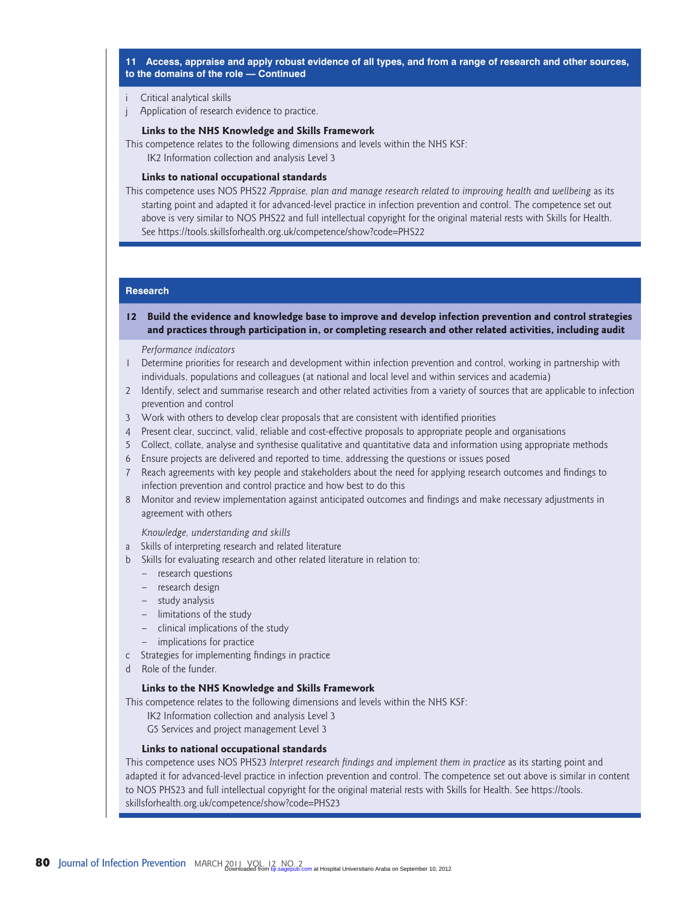### 11 Access, appraise and apply robust evidence of all types, and from a range of research and other sources, to the domains of the role — Continued

i Critical analytical skills

j Application of research evidence to practice.

**Links to the NHS Knowledge and Skills Framework**

This competence relates to the following dimensions and levels within the NHS KSF:

IK2 Information collection and analysis Level 3

**Links to national occupational standards**

This competence uses NOS PHS22 *Appraise, plan and manage research related to improving health and wellbeing* as its starting point and adapted it for advanced-level practice in infection prevention and control. The competence set out above is very similar to NOS PHS22 and full intellectual copyright for the original material rests with Skills for Health. See https://tools.skillsforhealth.org.uk/competence/show?code=PHS22

## Research

### 12 Build the evidence and knowledge base to improve and develop infection prevention and control strategies and practices through participation in, or completing research and other related activities, including audit

*Performance indicators*

1. Determine priorities for research and development within infection prevention and control, working in partnership with individuals, populations and colleagues (at national and local level and within services and academia)
2. Identify, select and summarise research and other related activities from a variety of sources that are applicable to infection prevention and control
3. Work with others to develop clear proposals that are consistent with identified priorities
4. Present clear, succinct, valid, reliable and cost-effective proposals to appropriate people and organisations
5. Collect, collate, analyse and synthesise qualitative and quantitative data and information using appropriate methods
6. Ensure projects are delivered and reported to time, addressing the questions or issues posed
7. Reach agreements with key people and stakeholders about the need for applying research outcomes and findings to infection prevention and control practice and how best to do this
8. Monitor and review implementation against anticipated outcomes and findings and make necessary adjustments in agreement with others

*Knowledge, understanding and skills*

a Skills of interpreting research and related literature

b Skills for evaluating research and other related literature in relation to:
- research questions
- research design
- study analysis
- limitations of the study
- clinical implications of the study
- implications for practice

c Strategies for implementing findings in practice

d Role of the funder.

**Links to the NHS Knowledge and Skills Framework**

This competence relates to the following dimensions and levels within the NHS KSF:

IK2 Information collection and analysis Level 3

G5 Services and project management Level 3

**Links to national occupational standards**

This competence uses NOS PHS23 *Interpret research findings and implement them in practice* as its starting point and adapted it for advanced-level practice in infection prevention and control. The competence set out above is similar in content to NOS PHS23 and full intellectual copyright for the original material rests with Skills for Health. See https://tools.skillsforhealth.org.uk/competence/show?code=PHS23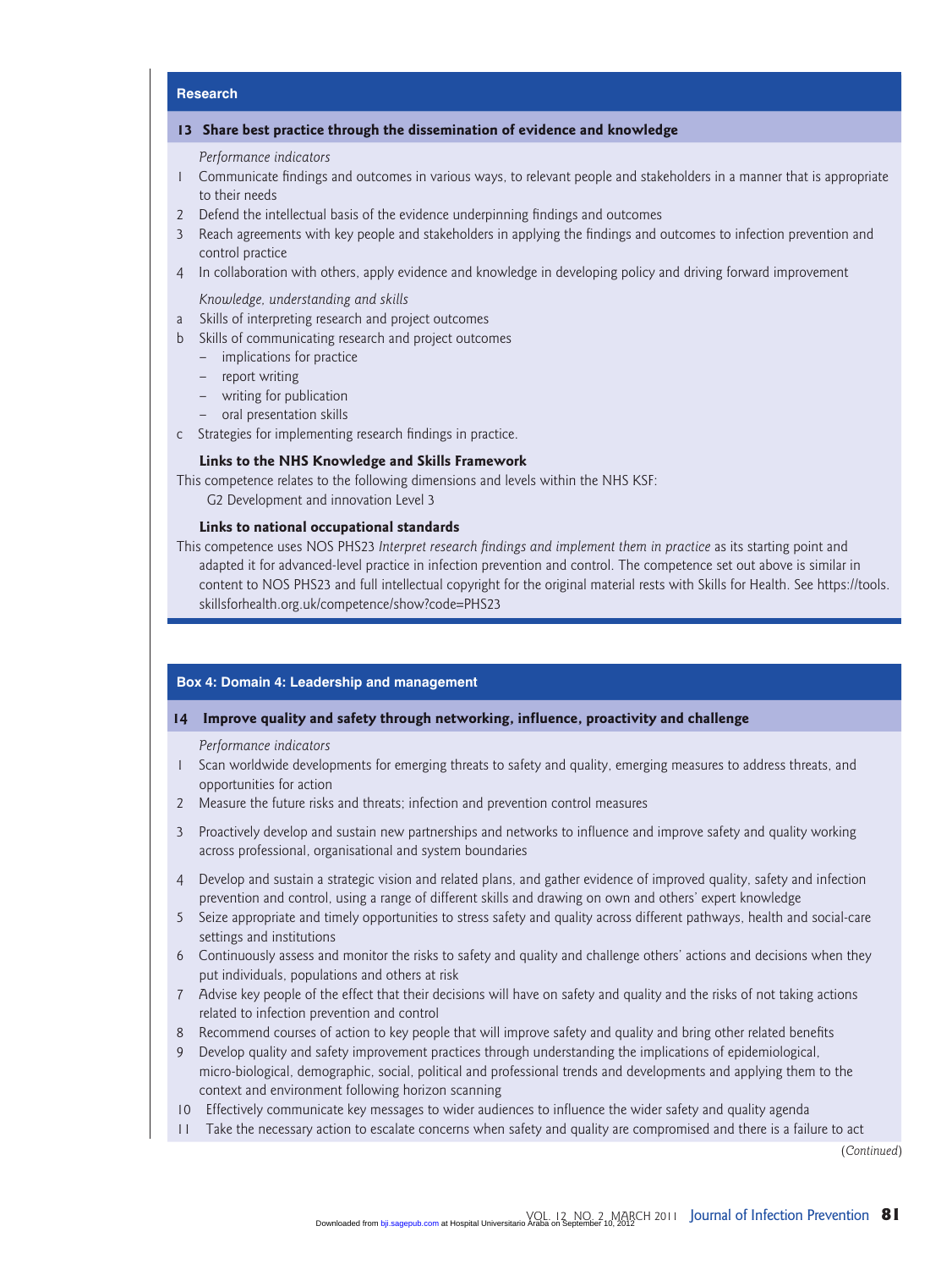## Research

### 13 Share best practice through the dissemination of evidence and knowledge

*Performance indicators*

1. Communicate findings and outcomes in various ways, to relevant people and stakeholders in a manner that is appropriate to their needs
2. Defend the intellectual basis of the evidence underpinning findings and outcomes
3. Reach agreements with key people and stakeholders in applying the findings and outcomes to infection prevention and control practice
4. In collaboration with others, apply evidence and knowledge in developing policy and driving forward improvement

*Knowledge, understanding and skills*

a. Skills of interpreting research and project outcomes
b. Skills of communicating research and project outcomes
   - implications for practice
   - report writing
   - writing for publication
   - oral presentation skills
c. Strategies for implementing research findings in practice.

**Links to the NHS Knowledge and Skills Framework**

This competence relates to the following dimensions and levels within the NHS KSF:
G2 Development and innovation Level 3

**Links to national occupational standards**

This competence uses NOS PHS23 *Interpret research findings and implement them in practice* as its starting point and adapted it for advanced-level practice in infection prevention and control. The competence set out above is similar in content to NOS PHS23 and full intellectual copyright for the original material rests with Skills for Health. See https://tools.skillsforhealth.org.uk/competence/show?code=PHS23

## Box 4: Domain 4: Leadership and management

### 14 Improve quality and safety through networking, influence, proactivity and challenge

*Performance indicators*

1. Scan worldwide developments for emerging threats to safety and quality, emerging measures to address threats, and opportunities for action
2. Measure the future risks and threats; infection and prevention control measures
3. Proactively develop and sustain new partnerships and networks to influence and improve safety and quality working across professional, organisational and system boundaries
4. Develop and sustain a strategic vision and related plans, and gather evidence of improved quality, safety and infection prevention and control, using a range of different skills and drawing on own and others' expert knowledge
5. Seize appropriate and timely opportunities to stress safety and quality across different pathways, health and social-care settings and institutions
6. Continuously assess and monitor the risks to safety and quality and challenge others' actions and decisions when they put individuals, populations and others at risk
7. Advise key people of the effect that their decisions will have on safety and quality and the risks of not taking actions related to infection prevention and control
8. Recommend courses of action to key people that will improve safety and quality and bring other related benefits
9. Develop quality and safety improvement practices through understanding the implications of epidemiological, micro-biological, demographic, social, political and professional trends and developments and applying them to the context and environment following horizon scanning
10. Effectively communicate key messages to wider audiences to influence the wider safety and quality agenda
11. Take the necessary action to escalate concerns when safety and quality are compromised and there is a failure to act

(*Continued*)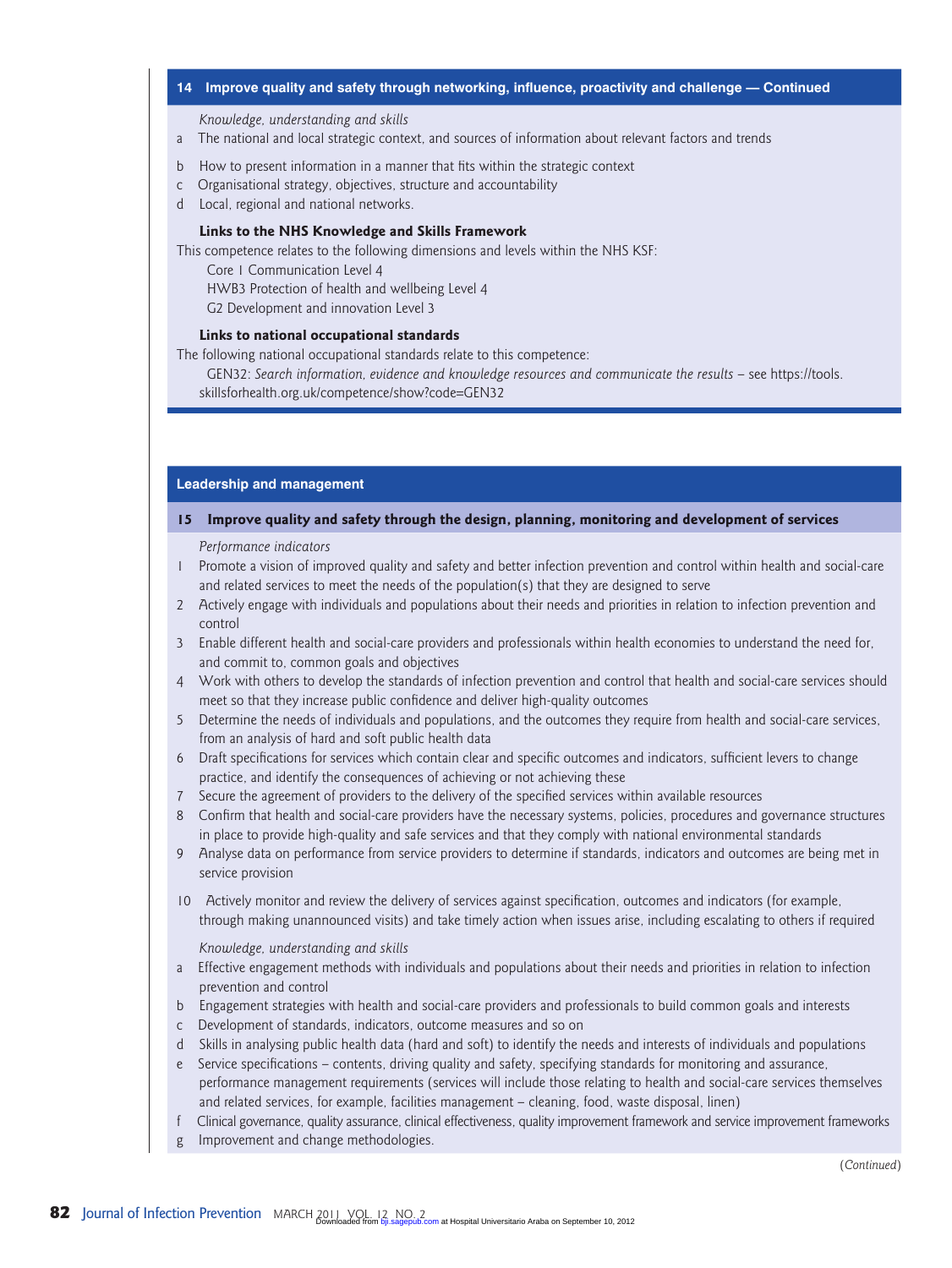## 14 Improve quality and safety through networking, influence, proactivity and challenge — Continued

*Knowledge, understanding and skills*

a The national and local strategic context, and sources of information about relevant factors and trends

b How to present information in a manner that fits within the strategic context

c Organisational strategy, objectives, structure and accountability

d Local, regional and national networks.

**Links to the NHS Knowledge and Skills Framework**

This competence relates to the following dimensions and levels within the NHS KSF:

Core 1 Communication Level 4

HWB3 Protection of health and wellbeing Level 4

G2 Development and innovation Level 3

**Links to national occupational standards**

The following national occupational standards relate to this competence:

GEN32: *Search information, evidence and knowledge resources and communicate the results* – see https://tools.skillsforhealth.org.uk/competence/show?code=GEN32

## Leadership and management

### 15 Improve quality and safety through the design, planning, monitoring and development of services

*Performance indicators*

1 Promote a vision of improved quality and safety and better infection prevention and control within health and social-care and related services to meet the needs of the population(s) that they are designed to serve

2 Actively engage with individuals and populations about their needs and priorities in relation to infection prevention and control

3 Enable different health and social-care providers and professionals within health economies to understand the need for, and commit to, common goals and objectives

4 Work with others to develop the standards of infection prevention and control that health and social-care services should meet so that they increase public confidence and deliver high-quality outcomes

5 Determine the needs of individuals and populations, and the outcomes they require from health and social-care services, from an analysis of hard and soft public health data

6 Draft specifications for services which contain clear and specific outcomes and indicators, sufficient levers to change practice, and identify the consequences of achieving or not achieving these

7 Secure the agreement of providers to the delivery of the specified services within available resources

8 Confirm that health and social-care providers have the necessary systems, policies, procedures and governance structures in place to provide high-quality and safe services and that they comply with national environmental standards

9 Analyse data on performance from service providers to determine if standards, indicators and outcomes are being met in service provision

10 Actively monitor and review the delivery of services against specification, outcomes and indicators (for example, through making unannounced visits) and take timely action when issues arise, including escalating to others if required

*Knowledge, understanding and skills*

a Effective engagement methods with individuals and populations about their needs and priorities in relation to infection prevention and control

b Engagement strategies with health and social-care providers and professionals to build common goals and interests

c Development of standards, indicators, outcome measures and so on

d Skills in analysing public health data (hard and soft) to identify the needs and interests of individuals and populations

e Service specifications – contents, driving quality and safety, specifying standards for monitoring and assurance, performance management requirements (services will include those relating to health and social-care services themselves and related services, for example, facilities management – cleaning, food, waste disposal, linen)

f Clinical governance, quality assurance, clinical effectiveness, quality improvement framework and service improvement frameworks

g Improvement and change methodologies.

(*Continued*)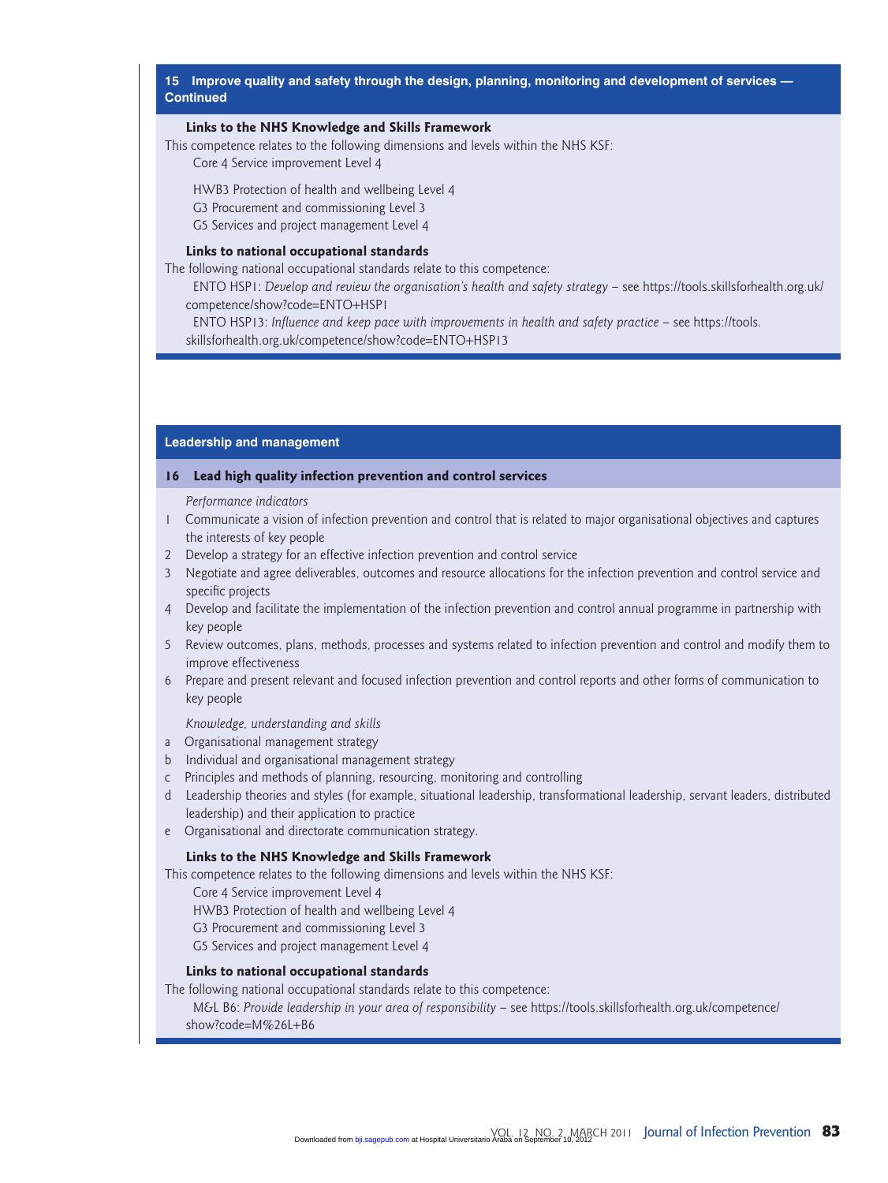## 15 Improve quality and safety through the design, planning, monitoring and development of services — Continued

**Links to the NHS Knowledge and Skills Framework**

This competence relates to the following dimensions and levels within the NHS KSF:

Core 4 Service improvement Level 4

HWB3 Protection of health and wellbeing Level 4

G3 Procurement and commissioning Level 3

G5 Services and project management Level 4

**Links to national occupational standards**

The following national occupational standards relate to this competence:

ENTO HSP1: *Develop and review the organisation's health and safety strategy* – see https://tools.skillsforhealth.org.uk/competence/show?code=ENTO+HSP1

ENTO HSP13: *Influence and keep pace with improvements in health and safety practice* – see https://tools.skillsforhealth.org.uk/competence/show?code=ENTO+HSP13

## Leadership and management

### 16 Lead high quality infection prevention and control services

*Performance indicators*

1. Communicate a vision of infection prevention and control that is related to major organisational objectives and captures the interests of key people
2. Develop a strategy for an effective infection prevention and control service
3. Negotiate and agree deliverables, outcomes and resource allocations for the infection prevention and control service and specific projects
4. Develop and facilitate the implementation of the infection prevention and control annual programme in partnership with key people
5. Review outcomes, plans, methods, processes and systems related to infection prevention and control and modify them to improve effectiveness
6. Prepare and present relevant and focused infection prevention and control reports and other forms of communication to key people

*Knowledge, understanding and skills*

a. Organisational management strategy
b. Individual and organisational management strategy
c. Principles and methods of planning, resourcing, monitoring and controlling
d. Leadership theories and styles (for example, situational leadership, transformational leadership, servant leaders, distributed leadership) and their application to practice
e. Organisational and directorate communication strategy.

**Links to the NHS Knowledge and Skills Framework**

This competence relates to the following dimensions and levels within the NHS KSF:

Core 4 Service improvement Level 4

HWB3 Protection of health and wellbeing Level 4

G3 Procurement and commissioning Level 3

G5 Services and project management Level 4

**Links to national occupational standards**

The following national occupational standards relate to this competence:

M&L B6: *Provide leadership in your area of responsibility* – see https://tools.skillsforhealth.org.uk/competence/show?code=M%26L+B6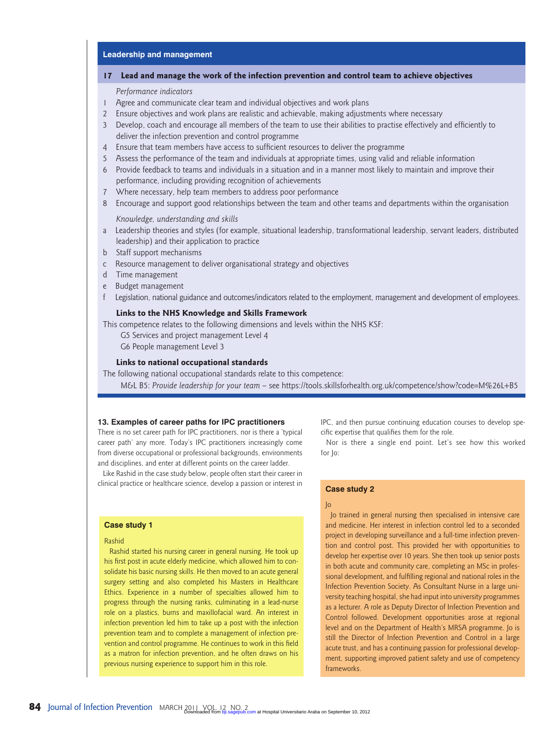## Leadership and management

### 17 Lead and manage the work of the infection prevention and control team to achieve objectives

*Performance indicators*

1. Agree and communicate clear team and individual objectives and work plans
2. Ensure objectives and work plans are realistic and achievable, making adjustments where necessary
3. Develop, coach and encourage all members of the team to use their abilities to practise effectively and efficiently to deliver the infection prevention and control programme
4. Ensure that team members have access to sufficient resources to deliver the programme
5. Assess the performance of the team and individuals at appropriate times, using valid and reliable information
6. Provide feedback to teams and individuals in a situation and in a manner most likely to maintain and improve their performance, including providing recognition of achievements
7. Where necessary, help team members to address poor performance
8. Encourage and support good relationships between the team and other teams and departments within the organisation

*Knowledge, understanding and skills*

a. Leadership theories and styles (for example, situational leadership, transformational leadership, servant leaders, distributed leadership) and their application to practice
b. Staff support mechanisms
c. Resource management to deliver organisational strategy and objectives
d. Time management
e. Budget management
f. Legislation, national guidance and outcomes/indicators related to the employment, management and development of employees.

**Links to the NHS Knowledge and Skills Framework**

This competence relates to the following dimensions and levels within the NHS KSF:

G5 Services and project management Level 4

G6 People management Level 3

**Links to national occupational standards**

The following national occupational standards relate to this competence:

M&L B5: *Provide leadership for your team* – see https://tools.skillsforhealth.org.uk/competence/show?code=M%26L+B5

## 13. Examples of career paths for IPC practitioners

There is no set career path for IPC practitioners, nor is there a 'typical career path' any more. Today's IPC practitioners increasingly come from diverse occupational or professional backgrounds, environments and disciplines, and enter at different points on the career ladder.

Like Rashid in the case study below, people often start their career in clinical practice or healthcare science, develop a passion or interest in IPC, and then pursue continuing education courses to develop specific expertise that qualifies them for the role.

Nor is there a single end point. Let's see how this worked for Jo:

### Case study 1

Rashid

Rashid started his nursing career in general nursing. He took up his first post in acute elderly medicine, which allowed him to consolidate his basic nursing skills. He then moved to an acute general surgery setting and also completed his Masters in Healthcare Ethics. Experience in a number of specialties allowed him to progress through the nursing ranks, culminating in a lead-nurse role on a plastics, burns and maxillofacial ward. An interest in infection prevention led him to take up a post with the infection prevention team and to complete a management of infection prevention and control programme. He continues to work in this field as a matron for infection prevention, and he often draws on his previous nursing experience to support him in this role.

### Case study 2

Jo

Jo trained in general nursing then specialised in intensive care and medicine. Her interest in infection control led to a seconded project in developing surveillance and a full-time infection prevention and control post. This provided her with opportunities to develop her expertise over 10 years. She then took up senior posts in both acute and community care, completing an MSc in professional development, and fulfilling regional and national roles in the Infection Prevention Society. As Consultant Nurse in a large university teaching hospital, she had input into university programmes as a lecturer. A role as Deputy Director of Infection Prevention and Control followed. Development opportunities arose at regional level and on the Department of Health's MRSA programme. Jo is still the Director of Infection Prevention and Control in a large acute trust, and has a continuing passion for professional development, supporting improved patient safety and use of competency frameworks.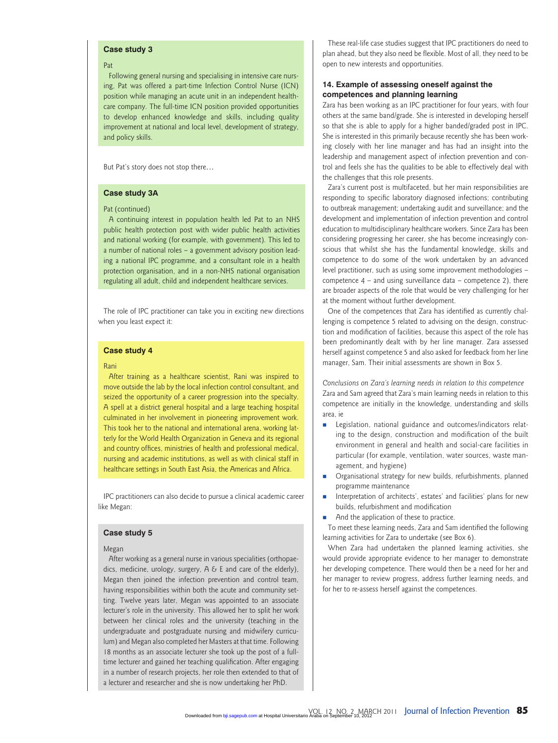**Case study 3**

Pat

Following general nursing and specialising in intensive care nursing, Pat was offered a part-time Infection Control Nurse (ICN) position while managing an acute unit in an independent healthcare company. The full-time ICN position provided opportunities to develop enhanced knowledge and skills, including quality improvement at national and local level, development of strategy, and policy skills.

But Pat's story does not stop there…

**Case study 3A**

Pat (continued)

A continuing interest in population health led Pat to an NHS public health protection post with wider public health activities and national working (for example, with government). This led to a number of national roles – a government advisory position leading a national IPC programme, and a consultant role in a health protection organisation, and in a non-NHS national organisation regulating all adult, child and independent healthcare services.

The role of IPC practitioner can take you in exciting new directions when you least expect it:

**Case study 4**

Rani

After training as a healthcare scientist, Rani was inspired to move outside the lab by the local infection control consultant, and seized the opportunity of a career progression into the specialty. A spell at a district general hospital and a large teaching hospital culminated in her involvement in pioneering improvement work. This took her to the national and international arena, working latterly for the World Health Organization in Geneva and its regional and country offices, ministries of health and professional medical, nursing and academic institutions, as well as with clinical staff in healthcare settings in South East Asia, the Americas and Africa.

IPC practitioners can also decide to pursue a clinical academic career like Megan:

**Case study 5**

Megan

After working as a general nurse in various specialities (orthopaedics, medicine, urology, surgery, A & E and care of the elderly), Megan then joined the infection prevention and control team, having responsibilities within both the acute and community setting. Twelve years later, Megan was appointed to an associate lecturer's role in the university. This allowed her to split her work between her clinical roles and the university (teaching in the undergraduate and postgraduate nursing and midwifery curriculum) and Megan also completed her Masters at that time. Following 18 months as an associate lecturer she took up the post of a full-time lecturer and gained her teaching qualification. After engaging in a number of research projects, her role then extended to that of a lecturer and researcher and she is now undertaking her PhD.

These real-life case studies suggest that IPC practitioners do need to plan ahead, but they also need be flexible. Most of all, they need to be open to new interests and opportunities.

### 14. Example of assessing oneself against the competences and planning learning

Zara has been working as an IPC practitioner for four years, with four others at the same band/grade. She is interested in developing herself so that she is able to apply for a higher banded/graded post in IPC. She is interested in this primarily because recently she has been working closely with her line manager and has had an insight into the leadership and management aspect of infection prevention and control and feels she has the qualities to be able to effectively deal with the challenges that this role presents.

Zara's current post is multifaceted, but her main responsibilities are responding to specific laboratory diagnosed infections; contributing to outbreak management; undertaking audit and surveillance; and the development and implementation of infection prevention and control education to multidisciplinary healthcare workers. Since Zara has been considering progressing her career, she has become increasingly conscious that whilst she has the fundamental knowledge, skills and competence to do some of the work undertaken by an advanced level practitioner, such as using some improvement methodologies – competence 4 – and using surveillance data – competence 2), there are broader aspects of the role that would be very challenging for her at the moment without further development.

One of the competences that Zara has identified as currently challenging is competence 5 related to advising on the design, construction and modification of facilities, because this aspect of the role has been predominantly dealt with by her line manager. Zara assessed herself against competence 5 and also asked for feedback from her line manager, Sam. Their initial assessments are shown in Box 5.

*Conclusions on Zara's learning needs in relation to this competence*
Zara and Sam agreed that Zara's main learning needs in relation to this competence are initially in the knowledge, understanding and skills area, ie

- Legislation, national guidance and outcomes/indicators relating to the design, construction and modification of the built environment in general and health and social-care facilities in particular (for example, ventilation, water sources, waste management, and hygiene)
- Organisational strategy for new builds, refurbishments, planned programme maintenance
- Interpretation of architects', estates' and facilities' plans for new builds, refurbishment and modification
- And the application of these to practice.

To meet these learning needs, Zara and Sam identified the following learning activities for Zara to undertake (see Box 6).

When Zara had undertaken the planned learning activities, she would provide appropriate evidence to her manager to demonstrate her developing competence. There would then be a need for her and her manager to review progress, address further learning needs, and for her to re-assess herself against the competences.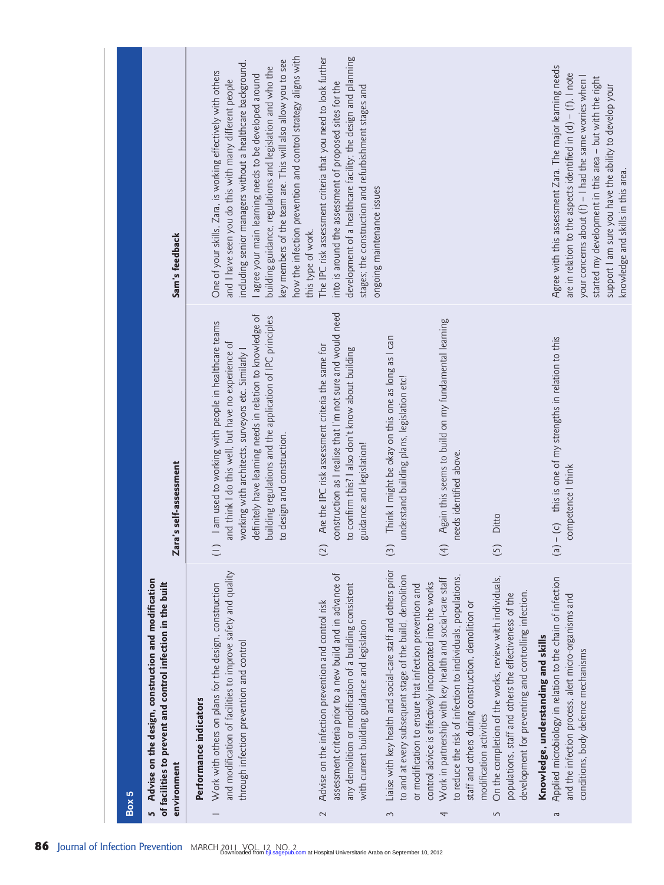**Box 5**

| 5 Advise on the design, construction and modification of facilities to prevent and control infection in the built environment | Zara's self-assessment | Sam's feedback |
|---|---|---|
| **Performance indicators** | | |
| 1 Work with others on plans for the design, construction and modification of facilities to improve safety and quality through infection prevention and control | (1) I am used to working with people in healthcare teams and think I do this well, but have no experience of working with architects, surveyors etc. Similarly I definitely have learning needs in relation to knowledge of building regulations and the application of IPC principles to design and construction. | One of your skills, Zara, is working effectively with others and I have seen you do this with many different people including senior managers without a healthcare background. I agree your main learning needs to be developed around building guidance, regulations and legislation and who the key members of the team are. This will also allow you to see how the infection prevention and control strategy aligns with this type of work. |
| 2 Advise on the infection prevention and control risk assessment criteria prior to a new build and in advance of any demolition or modification of a building consistent with current building guidance and legislation | (2) Are the IPC risk assessment criteria the same for construction as I realise that I'm not sure and would need to confirm this? I also don't know about building guidance and legislation! | The IPC risk assessment criteria that you need to look further into is around the assessment of proposed sites for the development of a healthcare facility; the design and planning stages; the construction and refurbishment stages and ongoing maintenance issues |
| 3 Liaise with key health and social-care staff and others prior to and at every subsequent stage of the build, demolition or modification to ensure that infection prevention and control advice is effectively incorporated into the works | (3) Think I might be okay on this one as long as I can understand building plans, legislation etc! | |
| 4 Work in partnership with key health and social-care staff to reduce the risk of infection to individuals, populations, staff and others during construction, demolition or modification activities | (4) Again this seems to build on my fundamental learning needs identified above. | |
| 5 On the completion of the works, review with individuals, populations, staff and others the effectiveness of the development for preventing and controlling infection. | (5) Ditto | |
| **Knowledge, understanding and skills** | | |
| a Applied microbiology in relation to the chain of infection and the infection process, alert micro-organisms and conditions, body defence mechanisms | (a) – (c) this is one of my strengths in relation to this competence I think | Agree with this assessment Zara. The major learning needs are in relation to the aspects identified in (d) – (f). I note your concerns about (f) – I had the same worries when I started my development in this area – but with the right support I am sure you have the ability to develop your knowledge and skills in this area. |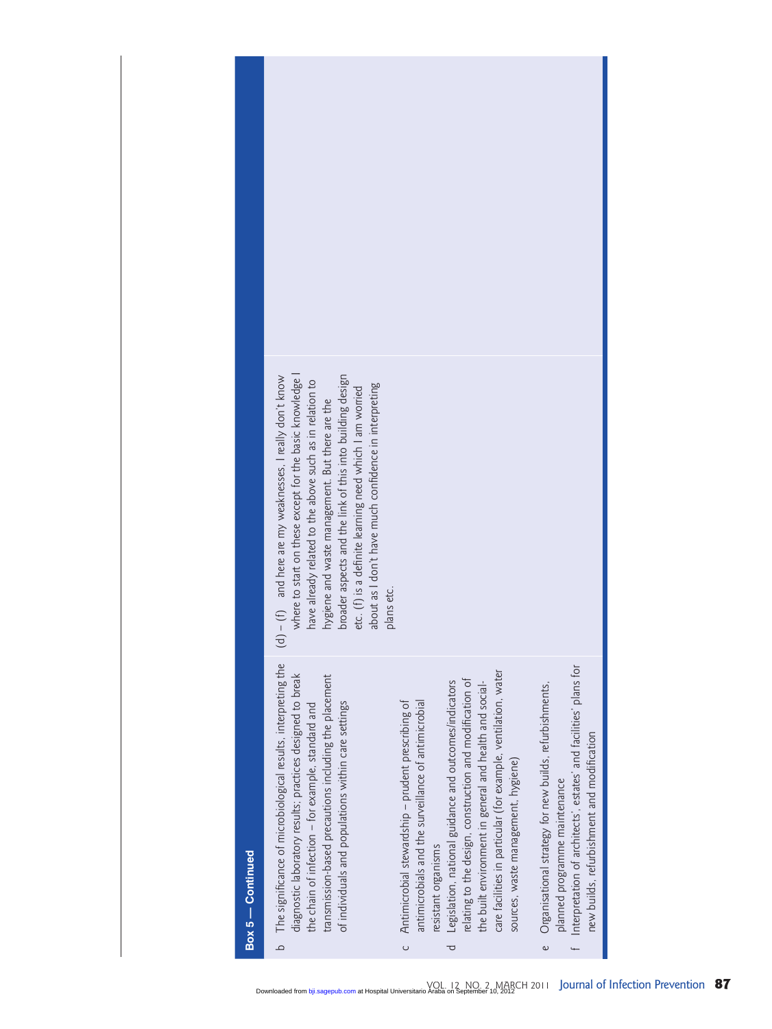**Box 5 — Continued**

| | | |
|---|---|---|
| b The significance of microbiological results, interpreting the diagnostic laboratory results; practices designed to break the chain of infection – for example, standard and transmission-based precautions including the placement of individuals and populations within care settings<br><br>c Antimicrobial stewardship – prudent prescribing of antimicrobials and the surveillance of antimicrobial resistant organisms<br><br>d Legislation, national guidance and outcomes/indicators relating to the design, construction and modification of the built environment in general and health and social-care facilities in particular (for example, ventilation, water sources, waste management, hygiene)<br><br>e Organisational strategy for new builds, refurbishments, planned programme maintenance<br><br>f Interpretation of architects', estates' and facilities' plans for new builds, refurbishment and modification | (d) – (f) and here are my weaknesses, I really don't know where to start on these except for the basic knowledge I have already related to the above such as in relation to hygiene and waste management. But there are the broader aspects and the link of this into building design etc. (f) is a definite learning need which I am worried about as I don't have much confidence in interpreting plans etc. | |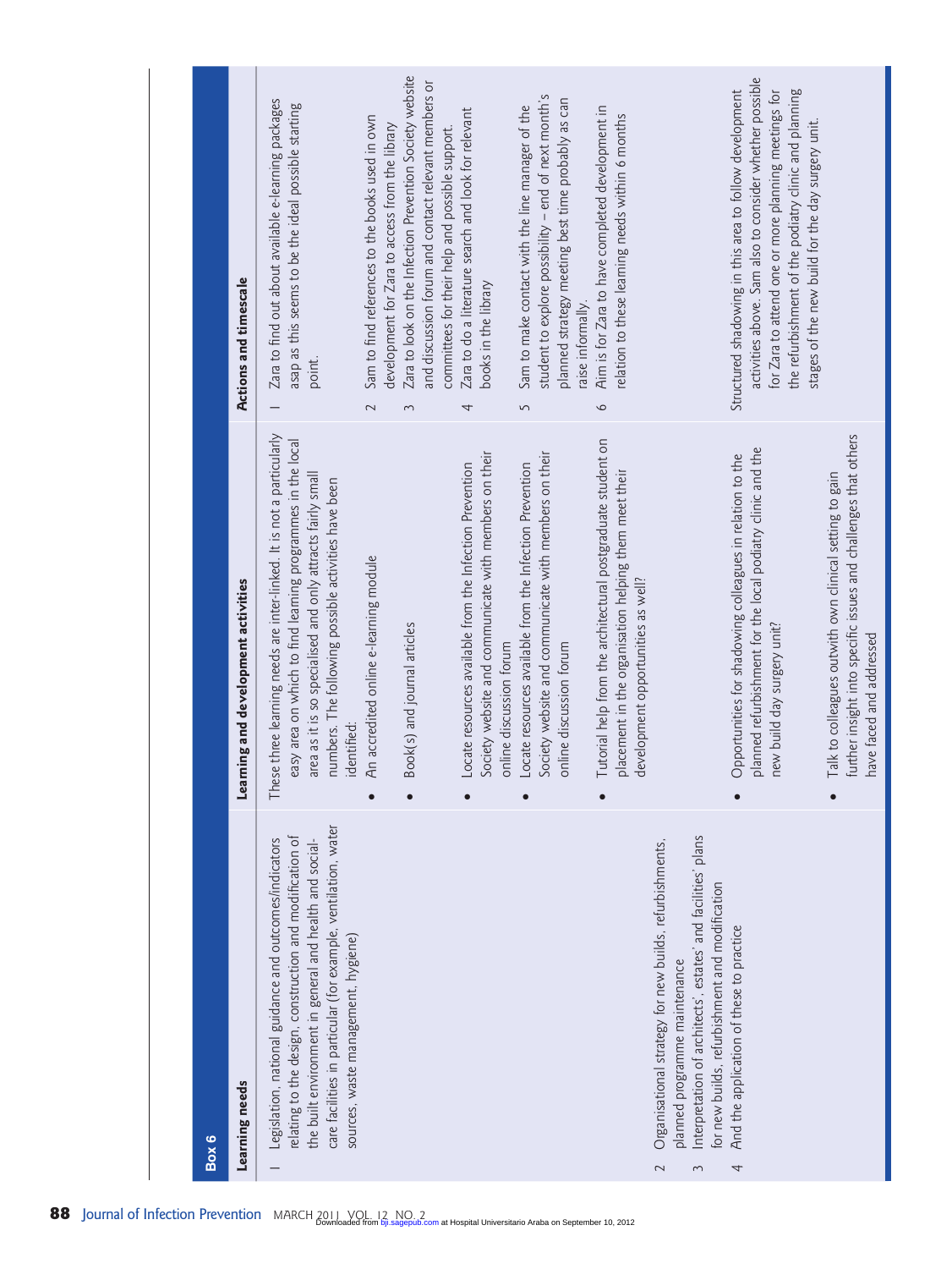## Box 6

| Learning needs | Learning and development activities | Actions and timescale |
|---|---|---|
| 1 Legislation, national guidance and outcomes/indicators relating to the design, construction and modification of the built environment in general and health and social-care facilities in particular (for example, ventilation, water sources, waste management, hygiene)<br>2 Organisational strategy for new builds, refurbishments, planned programme maintenance<br>3 Interpretation of architects', estates' and facilities' plans for new builds, refurbishment and modification<br>4 And the application of these to practice | These three learning needs are inter-linked. It is not a particularly easy area on which to find learning programmes in the local area as it is so specialised and only attracts fairly small numbers. The following possible activities have been identified: | |
| | • An accredited online e-learning module | 1 Zara to find out about available e-learning packages asap as this seems to be the ideal possible starting point. |
| | • Book(s) and journal articles | 2 Sam to find references to the books used in own development for Zara to access from the library<br>3 Zara to look on the Infection Prevention Society website and discussion forum and contact relevant members or committees for their help and possible support. |
| | • Locate resources available from the Infection Prevention Society website and communicate with members on their online discussion forum | 4 Zara to do a literature search and look for relevant books in the library |
| | • Locate resources available from the Infection Prevention Society website and communicate with members on their online discussion forum | 5 Sam to make contact with the line manager of the student to explore possibility – end of next month's planned strategy meeting best time probably as can raise informally. |
| | • Tutorial help from the architectural postgraduate student on placement in the organisation helping them meet their development opportunities as well? | 6 Aim is for Zara to have completed development in relation to these learning needs within 6 months |
| | • Opportunities for shadowing colleagues in relation to the planned refurbishment for the local podiatry clinic and the new build day surgery unit?<br>• Talk to colleagues outwith own clinical setting to gain further insight into specific issues and challenges that others have faced and addressed | Structured shadowing in this area to follow development activities above. Sam also to consider whether possible for Zara to attend one or more planning meetings for the refurbishment of the podiatry clinic and planning stages of the new build for the day surgery unit. |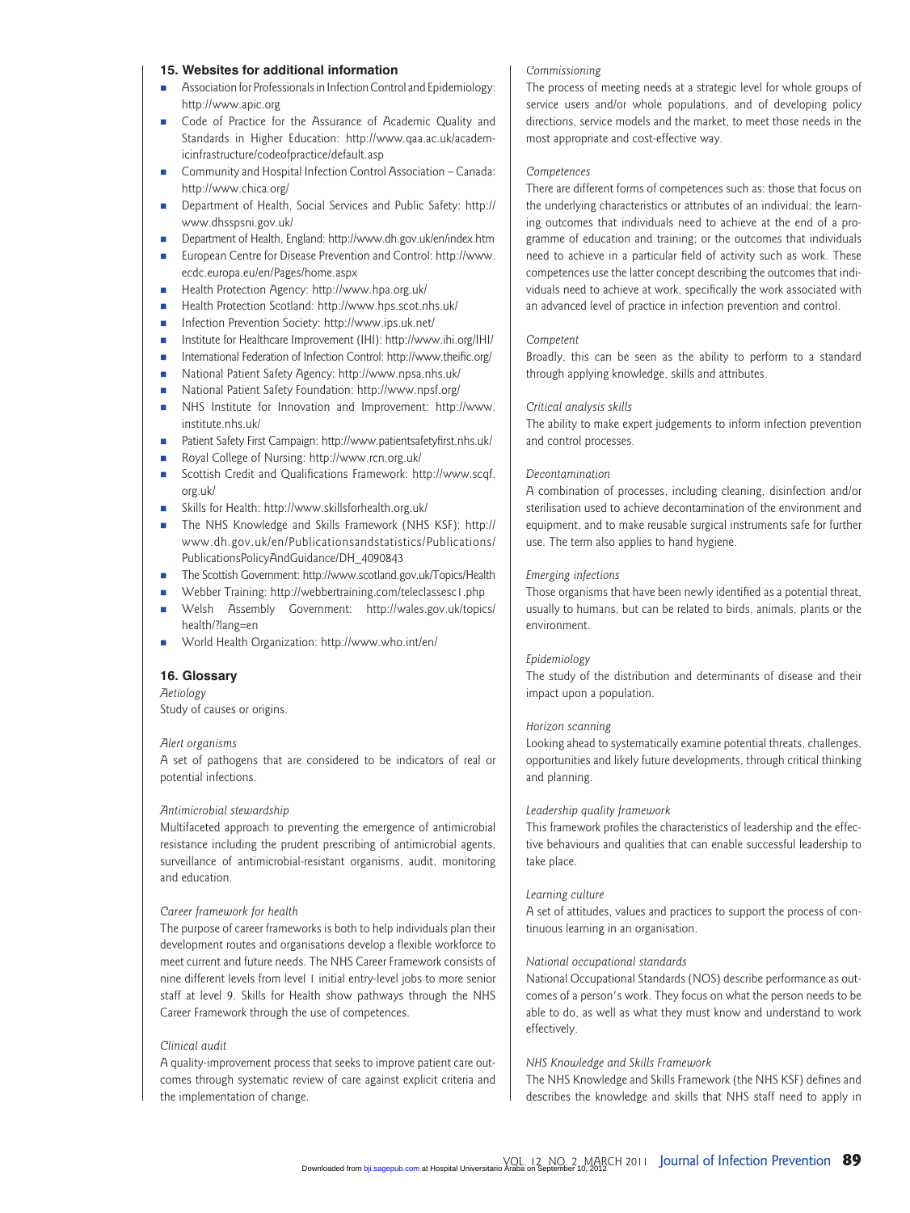### 15. Websites for additional information

- Association for Professionals in Infection Control and Epidemiology: http://www.apic.org
- Code of Practice for the Assurance of Academic Quality and Standards in Higher Education: http://www.qaa.ac.uk/academicinfrastructure/codeofpractice/default.asp
- Community and Hospital Infection Control Association – Canada: http://www.chica.org/
- Department of Health, Social Services and Public Safety: http://www.dhsspsni.gov.uk/
- Department of Health, England: http://www.dh.gov.uk/en/index.htm
- European Centre for Disease Prevention and Control: http://www.ecdc.europa.eu/en/Pages/home.aspx
- Health Protection Agency: http://www.hpa.org.uk/
- Health Protection Scotland: http://www.hps.scot.nhs.uk/
- Infection Prevention Society: http://www.ips.uk.net/
- Institute for Healthcare Improvement (IHI): http://www.ihi.org/IHI/
- International Federation of Infection Control: http://www.theific.org/
- National Patient Safety Agency: http://www.npsa.nhs.uk/
- National Patient Safety Foundation: http://www.npsf.org/
- NHS Institute for Innovation and Improvement: http://www.institute.nhs.uk/
- Patient Safety First Campaign: http://www.patientsafetyfirst.nhs.uk/
- Royal College of Nursing: http://www.rcn.org.uk/
- Scottish Credit and Qualifications Framework: http://www.scqf.org.uk/
- Skills for Health: http://www.skillsforhealth.org.uk/
- The NHS Knowledge and Skills Framework (NHS KSF): http://www.dh.gov.uk/en/Publicationsandstatistics/Publications/PublicationsPolicyAndGuidance/DH_4090843
- The Scottish Government: http://www.scotland.gov.uk/Topics/Health
- Webber Training: http://webbertraining.com/teleclassesc1.php
- Welsh Assembly Government: http://wales.gov.uk/topics/health/?lang=en
- World Health Organization: http://www.who.int/en/

### 16. Glossary

*Aetiology*
Study of causes or origins.

*Alert organisms*
A set of pathogens that are considered to be indicators of real or potential infections.

*Antimicrobial stewardship*
Multifaceted approach to preventing the emergence of antimicrobial resistance including the prudent prescribing of antimicrobial agents, surveillance of antimicrobial-resistant organisms, audit, monitoring and education.

*Career framework for health*
The purpose of career frameworks is both to help individuals plan their development routes and organisations develop a flexible workforce to meet current and future needs. The NHS Career Framework consists of nine different levels from level 1 initial entry-level jobs to more senior staff at level 9. Skills for Health show pathways through the NHS Career Framework through the use of competences.

*Clinical audit*
A quality-improvement process that seeks to improve patient care outcomes through systematic review of care against explicit criteria and the implementation of change.

*Commissioning*
The process of meeting needs at a strategic level for whole groups of service users and/or whole populations, and of developing policy directions, service models and the market, to meet those needs in the most appropriate and cost-effective way.

*Competences*
There are different forms of competences such as: those that focus on the underlying characteristics or attributes of an individual; the learning outcomes that individuals need to achieve at the end of a programme of education and training; or the outcomes that individuals need to achieve in a particular field of activity such as work. These competences use the latter concept describing the outcomes that individuals need to achieve at work, specifically the work associated with an advanced level of practice in infection prevention and control.

*Competent*
Broadly, this can be seen as the ability to perform to a standard through applying knowledge, skills and attributes.

*Critical analysis skills*
The ability to make expert judgements to inform infection prevention and control processes.

*Decontamination*
A combination of processes, including cleaning, disinfection and/or sterilisation used to achieve decontamination of the environment and equipment, and to make reusable surgical instruments safe for further use. The term also applies to hand hygiene.

*Emerging infections*
Those organisms that have been newly identified as a potential threat, usually to humans, but can be related to birds, animals, plants or the environment.

*Epidemiology*
The study of the distribution and determinants of disease and their impact upon a population.

*Horizon scanning*
Looking ahead to systematically examine potential threats, challenges, opportunities and likely future developments, through critical thinking and planning.

*Leadership quality framework*
This framework profiles the characteristics of leadership and the effective behaviours and qualities that can enable successful leadership to take place.

*Learning culture*
A set of attitudes, values and practices to support the process of continuous learning in an organisation.

*National occupational standards*
National Occupational Standards (NOS) describe performance as outcomes of a person's work. They focus on what the person needs to be able to do, as well as what they must know and understand to work effectively.

*NHS Knowledge and Skills Framework*
The NHS Knowledge and Skills Framework (the NHS KSF) defines and describes the knowledge and skills that NHS staff need to apply in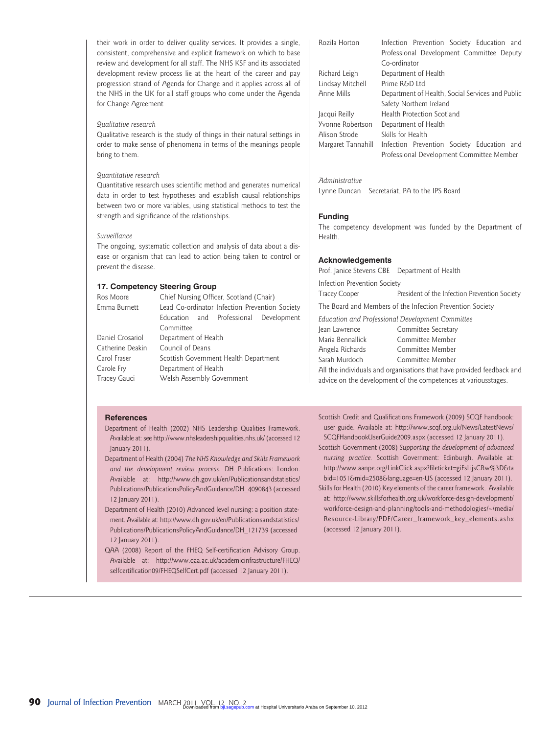their work in order to deliver quality services. It provides a single, consistent, comprehensive and explicit framework on which to base review and development for all staff. The NHS KSF and its associated development review process lie at the heart of the career and pay progression strand of Agenda for Change and it applies across all of the NHS in the UK for all staff groups who come under the Agenda for Change Agreement

*Qualitative research*
Qualitative research is the study of things in their natural settings in order to make sense of phenomena in terms of the meanings people bring to them.

*Quantitative research*
Quantitative research uses scientific method and generates numerical data in order to test hypotheses and establish causal relationships between two or more variables, using statistical methods to test the strength and significance of the relationships.

*Surveillance*
The ongoing, systematic collection and analysis of data about a disease or organism that can lead to action being taken to control or prevent the disease.

## 17. Competency Steering Group

| | |
|---|---|
| Ros Moore | Chief Nursing Officer, Scotland (Chair) |
| Emma Burnett | Lead Co-ordinator Infection Prevention Society Education and Professional Development Committee |
| Daniel Crosariol | Department of Health |
| Catherine Deakin | Council of Deans |
| Carol Fraser | Scottish Government Health Department |
| Carole Fry | Department of Health |
| Tracey Gauci | Welsh Assembly Government |
| Rozila Horton | Infection Prevention Society Education and Professional Development Committee Deputy Co-ordinator |
| Richard Leigh | Department of Health |
| Lindsay Mitchell | Prime R&D Ltd |
| Anne Mills | Department of Health, Social Services and Public Safety Northern Ireland |
| Jacqui Reilly | Health Protection Scotland |
| Yvonne Robertson | Department of Health |
| Alison Strode | Skills for Health |
| Margaret Tannahill | Infection Prevention Society Education and Professional Development Committee Member |

*Administrative*
Lynne Duncan   Secretariat, PA to the IPS Board

## Funding

The competency development was funded by the Department of Health.

## Acknowledgements

Prof. Janice Stevens CBE   Department of Health

Infection Prevention Society
Tracey Cooper   President of the Infection Prevention Society

The Board and Members of the Infection Prevention Society

*Education and Professional Development Committee*

| | |
|---|---|
| Jean Lawrence | Committee Secretary |
| Maria Bennallick | Committee Member |
| Angela Richards | Committee Member |
| Sarah Murdoch | Committee Member |

All the individuals and organisations that have provided feedback and advice on the development of the competences at variousstages.

## References

Department of Health (2002) NHS Leadership Qualities Framework. Available at: see http://www.nhsleadershipqualities.nhs.uk/ (accessed 12 January 2011).

Department of Health (2004) *The NHS Knowledge and Skills Framework and the development review process*. DH Publications: London. Available at: http://www.dh.gov.uk/en/Publicationsandstatistics/Publications/PublicationsPolicyAndGuidance/DH_4090843 (accessed 12 January 2011).

Department of Health (2010) Advanced level nursing: a position statement. Available at: http://www.dh.gov.uk/en/Publicationsandstatistics/Publications/PublicationsPolicyAndGuidance/DH_121739 (accessed 12 January 2011).

QAA (2008) Report of the FHEQ Self-certification Advisory Group. Available at: http://www.qaa.ac.uk/academicinfrastructure/FHEQ/selfcertification09/FHEQSelfCert.pdf (accessed 12 January 2011).

Scottish Credit and Qualifications Framework (2009) SCQF handbook: user guide. Available at: http://www.scqf.org.uk/News/LatestNews/SCQFHandbookUserGuide2009.aspx (accessed 12 January 2011).

Scottish Government (2008) *Supporting the development of advanced nursing practice*. Scottish Government: Edinburgh. Available at: http://www.aanpe.org/LinkClick.aspx?fileticket=giFsLijsCRw%3D&tabid=1051&mid=2508&language=en-US (accessed 12 January 2011).

Skills for Health (2010) Key elements of the career framework. Available at: http://www.skillsforhealth.org.uk/workforce-design-development/workforce-design-and-planning/tools-and-methodologies/~/media/Resource-Library/PDF/Career_framework_key_elements.ashx (accessed 12 January 2011).